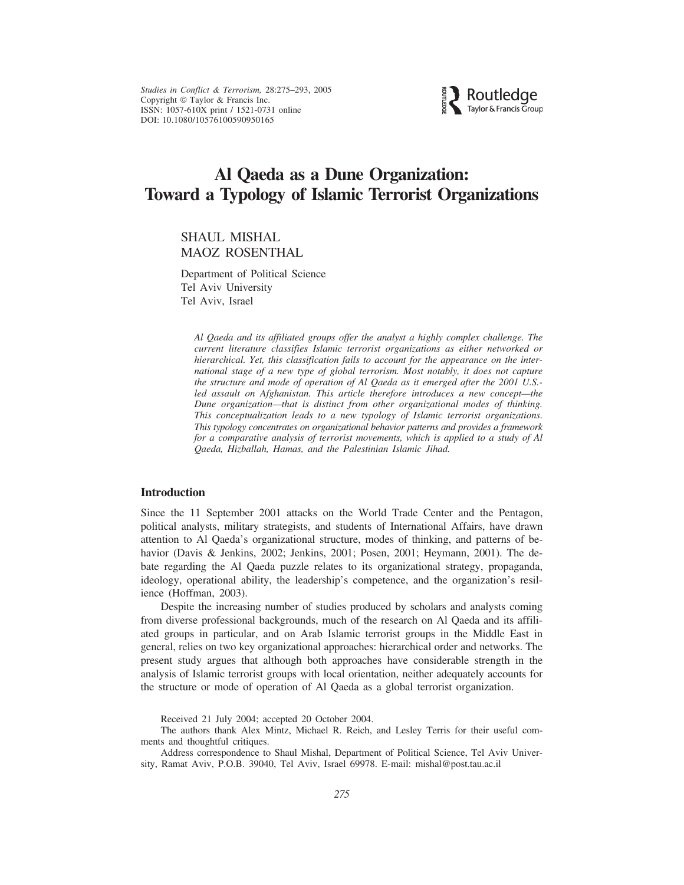# Al Qaeda as a Dune Organization: Toward a Typology of Islamic Terrorist Organizations

SHAUL MISHAL
MAOZ ROSENTHAL

Department of Political Science
Tel Aviv University
Tel Aviv, Israel

*Al Qaeda and its affiliated groups offer the analyst a highly complex challenge. The current literature classifies Islamic terrorist organizations as either networked or hierarchical. Yet, this classification fails to account for the appearance on the international stage of a new type of global terrorism. Most notably, it does not capture the structure and mode of operation of Al Qaeda as it emerged after the 2001 U.S.-led assault on Afghanistan. This article therefore introduces a new concept—the Dune organization—that is distinct from other organizational modes of thinking. This conceptualization leads to a new typology of Islamic terrorist organizations. This typology concentrates on organizational behavior patterns and provides a framework for a comparative analysis of terrorist movements, which is applied to a study of Al Qaeda, Hizballah, Hamas, and the Palestinian Islamic Jihad.*

## Introduction

Since the 11 September 2001 attacks on the World Trade Center and the Pentagon, political analysts, military strategists, and students of International Affairs, have drawn attention to Al Qaeda's organizational structure, modes of thinking, and patterns of behavior (Davis & Jenkins, 2002; Jenkins, 2001; Posen, 2001; Heymann, 2001). The debate regarding the Al Qaeda puzzle relates to its organizational strategy, propaganda, ideology, operational ability, the leadership's competence, and the organization's resilience (Hoffman, 2003).

Despite the increasing number of studies produced by scholars and analysts coming from diverse professional backgrounds, much of the research on Al Qaeda and its affiliated groups in particular, and on Arab Islamic terrorist groups in the Middle East in general, relies on two key organizational approaches: hierarchical order and networks. The present study argues that although both approaches have considerable strength in the analysis of Islamic terrorist groups with local orientation, neither adequately accounts for the structure or mode of operation of Al Qaeda as a global terrorist organization.

Received 21 July 2004; accepted 20 October 2004.

The authors thank Alex Mintz, Michael R. Reich, and Lesley Terris for their useful comments and thoughtful critiques.

Address correspondence to Shaul Mishal, Department of Political Science, Tel Aviv University, Ramat Aviv, P.O.B. 39040, Tel Aviv, Israel 69978. E-mail: mishal@post.tau.ac.il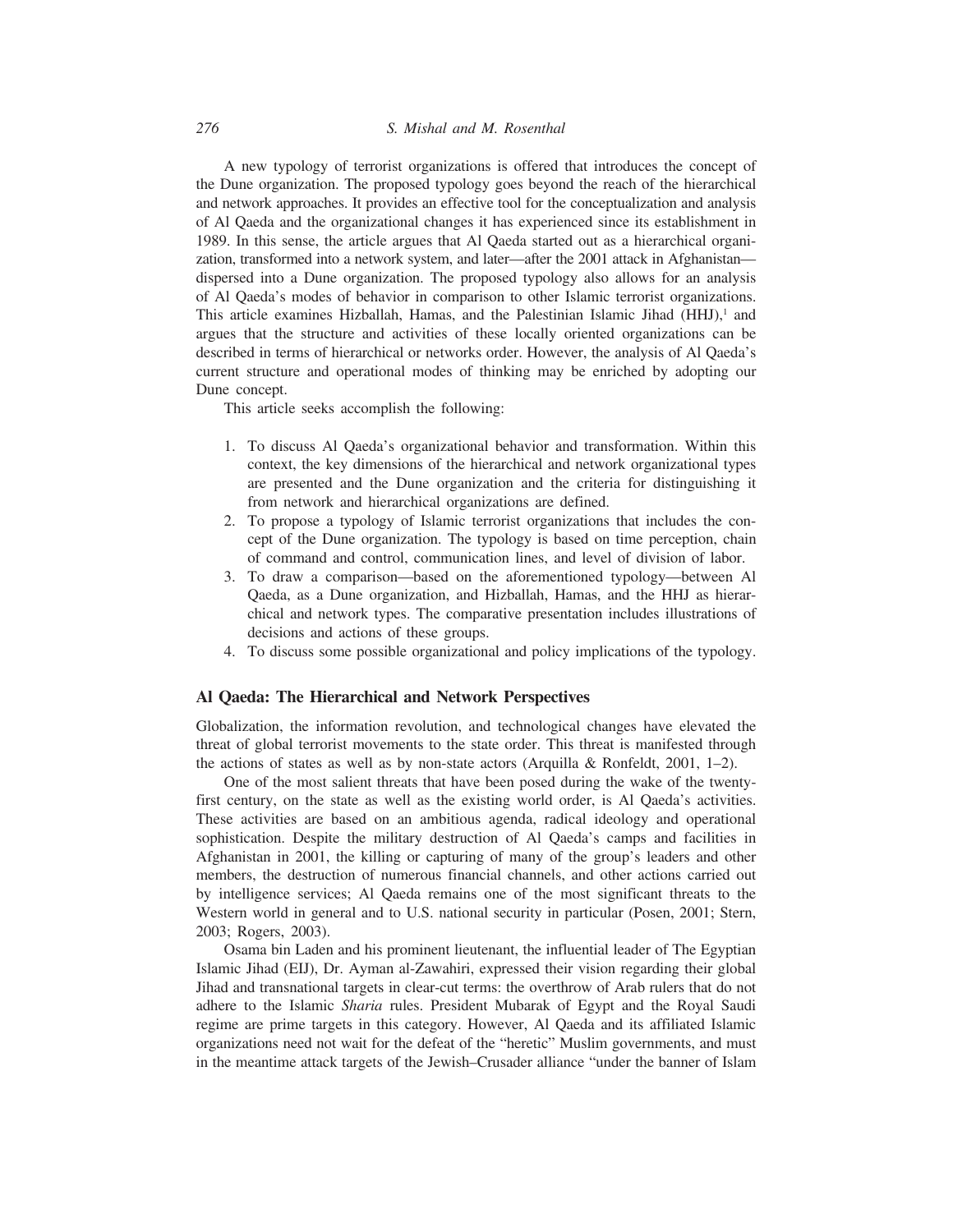A new typology of terrorist organizations is offered that introduces the concept of the Dune organization. The proposed typology goes beyond the reach of the hierarchical and network approaches. It provides an effective tool for the conceptualization and analysis of Al Qaeda and the organizational changes it has experienced since its establishment in 1989. In this sense, the article argues that Al Qaeda started out as a hierarchical organization, transformed into a network system, and later—after the 2001 attack in Afghanistan—dispersed into a Dune organization. The proposed typology also allows for an analysis of Al Qaeda's modes of behavior in comparison to other Islamic terrorist organizations. This article examines Hizballah, Hamas, and the Palestinian Islamic Jihad (HHJ),[1] and argues that the structure and activities of these locally oriented organizations can be described in terms of hierarchical or networks order. However, the analysis of Al Qaeda's current structure and operational modes of thinking may be enriched by adopting our Dune concept.

This article seeks accomplish the following:

1. To discuss Al Qaeda's organizational behavior and transformation. Within this context, the key dimensions of the hierarchical and network organizational types are presented and the Dune organization and the criteria for distinguishing it from network and hierarchical organizations are defined.
2. To propose a typology of Islamic terrorist organizations that includes the concept of the Dune organization. The typology is based on time perception, chain of command and control, communication lines, and level of division of labor.
3. To draw a comparison—based on the aforementioned typology—between Al Qaeda, as a Dune organization, and Hizballah, Hamas, and the HHJ as hierarchical and network types. The comparative presentation includes illustrations of decisions and actions of these groups.
4. To discuss some possible organizational and policy implications of the typology.

## Al Qaeda: The Hierarchical and Network Perspectives

Globalization, the information revolution, and technological changes have elevated the threat of global terrorist movements to the state order. This threat is manifested through the actions of states as well as by non-state actors (Arquilla & Ronfeldt, 2001, 1–2).

One of the most salient threats that have been posed during the wake of the twenty-first century, on the state as well as the existing world order, is Al Qaeda's activities. These activities are based on an ambitious agenda, radical ideology and operational sophistication. Despite the military destruction of Al Qaeda's camps and facilities in Afghanistan in 2001, the killing or capturing of many of the group's leaders and other members, the destruction of numerous financial channels, and other actions carried out by intelligence services; Al Qaeda remains one of the most significant threats to the Western world in general and to U.S. national security in particular (Posen, 2001; Stern, 2003; Rogers, 2003).

Osama bin Laden and his prominent lieutenant, the influential leader of The Egyptian Islamic Jihad (EIJ), Dr. Ayman al-Zawahiri, expressed their vision regarding their global Jihad and transnational targets in clear-cut terms: the overthrow of Arab rulers that do not adhere to the Islamic *Sharia* rules. President Mubarak of Egypt and the Royal Saudi regime are prime targets in this category. However, Al Qaeda and its affiliated Islamic organizations need not wait for the defeat of the "heretic" Muslim governments, and must in the meantime attack targets of the Jewish–Crusader alliance "under the banner of Islam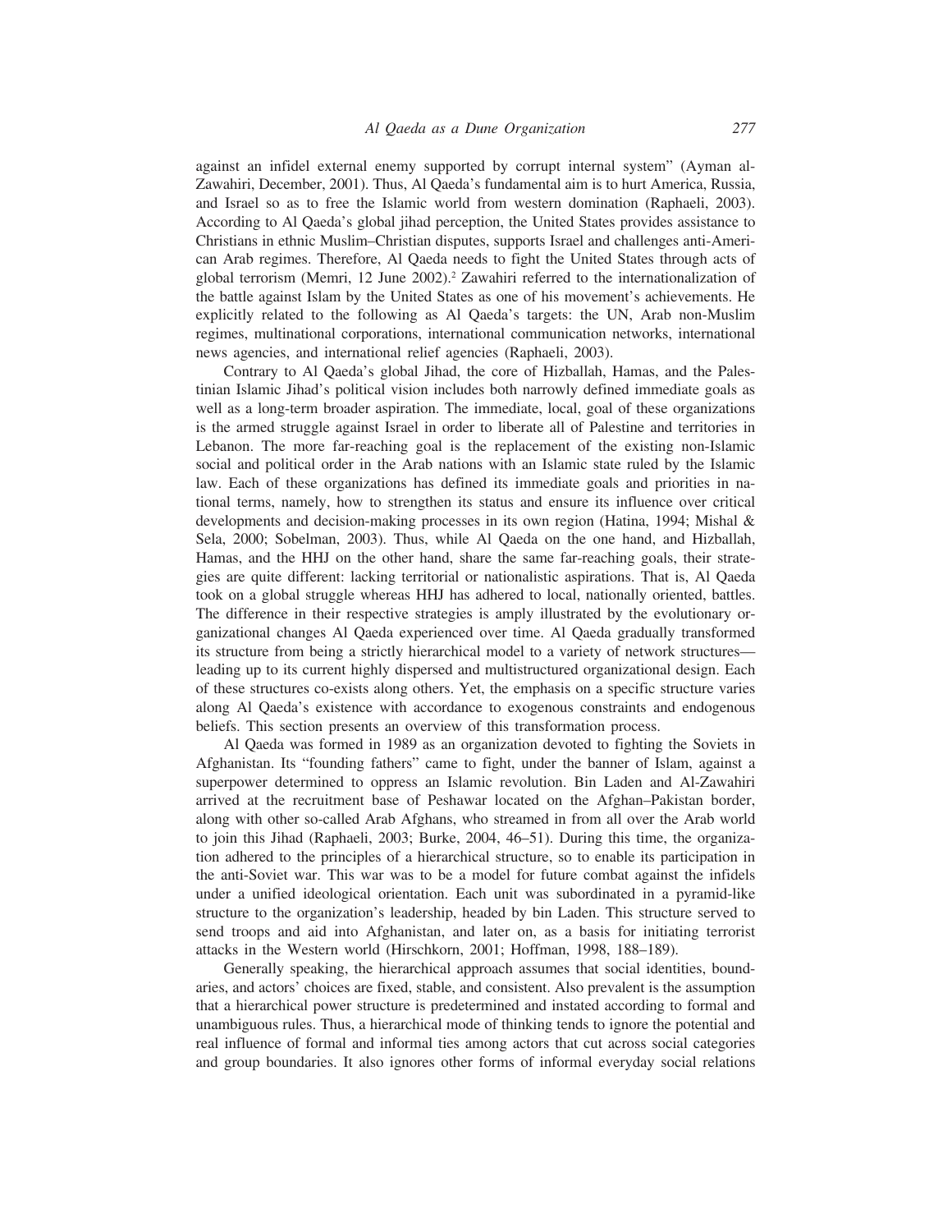against an infidel external enemy supported by corrupt internal system" (Ayman al-Zawahiri, December, 2001). Thus, Al Qaeda's fundamental aim is to hurt America, Russia, and Israel so as to free the Islamic world from western domination (Raphaeli, 2003). According to Al Qaeda's global jihad perception, the United States provides assistance to Christians in ethnic Muslim–Christian disputes, supports Israel and challenges anti-American Arab regimes. Therefore, Al Qaeda needs to fight the United States through acts of global terrorism (Memri, 12 June 2002).[2] Zawahiri referred to the internationalization of the battle against Islam by the United States as one of his movement's achievements. He explicitly related to the following as Al Qaeda's targets: the UN, Arab non-Muslim regimes, multinational corporations, international communication networks, international news agencies, and international relief agencies (Raphaeli, 2003).

Contrary to Al Qaeda's global Jihad, the core of Hizballah, Hamas, and the Palestinian Islamic Jihad's political vision includes both narrowly defined immediate goals as well as a long-term broader aspiration. The immediate, local, goal of these organizations is the armed struggle against Israel in order to liberate all of Palestine and territories in Lebanon. The more far-reaching goal is the replacement of the existing non-Islamic social and political order in the Arab nations with an Islamic state ruled by the Islamic law. Each of these organizations has defined its immediate goals and priorities in national terms, namely, how to strengthen its status and ensure its influence over critical developments and decision-making processes in its own region (Hatina, 1994; Mishal & Sela, 2000; Sobelman, 2003). Thus, while Al Qaeda on the one hand, and Hizballah, Hamas, and the HHJ on the other hand, share the same far-reaching goals, their strategies are quite different: lacking territorial or nationalistic aspirations. That is, Al Qaeda took on a global struggle whereas HHJ has adhered to local, nationally oriented, battles. The difference in their respective strategies is amply illustrated by the evolutionary organizational changes Al Qaeda experienced over time. Al Qaeda gradually transformed its structure from being a strictly hierarchical model to a variety of network structures—leading up to its current highly dispersed and multistructured organizational design. Each of these structures co-exists along others. Yet, the emphasis on a specific structure varies along Al Qaeda's existence with accordance to exogenous constraints and endogenous beliefs. This section presents an overview of this transformation process.

Al Qaeda was formed in 1989 as an organization devoted to fighting the Soviets in Afghanistan. Its "founding fathers" came to fight, under the banner of Islam, against a superpower determined to oppress an Islamic revolution. Bin Laden and Al-Zawahiri arrived at the recruitment base of Peshawar located on the Afghan–Pakistan border, along with other so-called Arab Afghans, who streamed in from all over the Arab world to join this Jihad (Raphaeli, 2003; Burke, 2004, 46–51). During this time, the organization adhered to the principles of a hierarchical structure, so to enable its participation in the anti-Soviet war. This war was to be a model for future combat against the infidels under a unified ideological orientation. Each unit was subordinated in a pyramid-like structure to the organization's leadership, headed by bin Laden. This structure served to send troops and aid into Afghanistan, and later on, as a basis for initiating terrorist attacks in the Western world (Hirschkorn, 2001; Hoffman, 1998, 188–189).

Generally speaking, the hierarchical approach assumes that social identities, boundaries, and actors' choices are fixed, stable, and consistent. Also prevalent is the assumption that a hierarchical power structure is predetermined and instated according to formal and unambiguous rules. Thus, a hierarchical mode of thinking tends to ignore the potential and real influence of formal and informal ties among actors that cut across social categories and group boundaries. It also ignores other forms of informal everyday social relations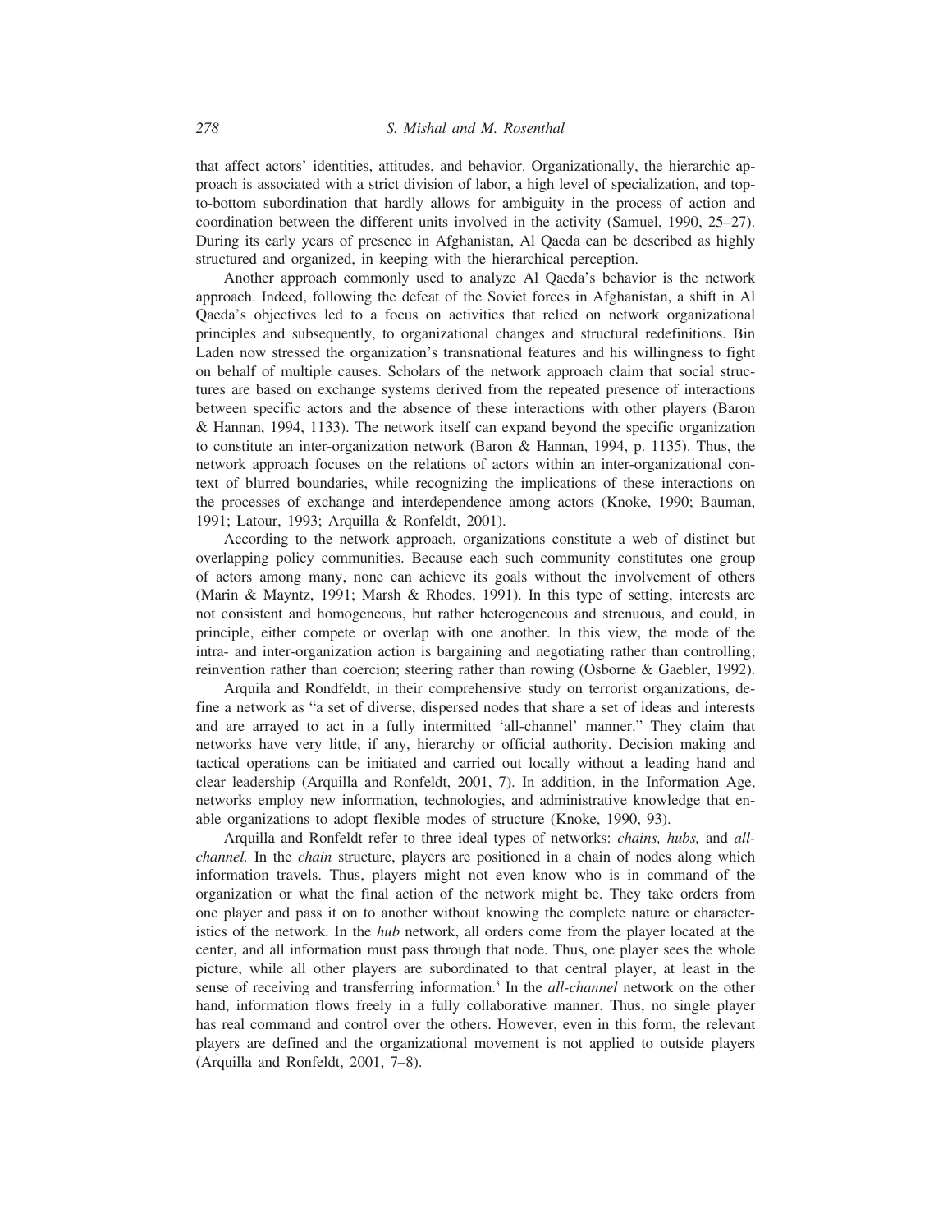that affect actors' identities, attitudes, and behavior. Organizationally, the hierarchic approach is associated with a strict division of labor, a high level of specialization, and top-to-bottom subordination that hardly allows for ambiguity in the process of action and coordination between the different units involved in the activity (Samuel, 1990, 25–27). During its early years of presence in Afghanistan, Al Qaeda can be described as highly structured and organized, in keeping with the hierarchical perception.

Another approach commonly used to analyze Al Qaeda's behavior is the network approach. Indeed, following the defeat of the Soviet forces in Afghanistan, a shift in Al Qaeda's objectives led to a focus on activities that relied on network organizational principles and subsequently, to organizational changes and structural redefinitions. Bin Laden now stressed the organization's transnational features and his willingness to fight on behalf of multiple causes. Scholars of the network approach claim that social structures are based on exchange systems derived from the repeated presence of interactions between specific actors and the absence of these interactions with other players (Baron & Hannan, 1994, 1133). The network itself can expand beyond the specific organization to constitute an inter-organization network (Baron & Hannan, 1994, p. 1135). Thus, the network approach focuses on the relations of actors within an inter-organizational context of blurred boundaries, while recognizing the implications of these interactions on the processes of exchange and interdependence among actors (Knoke, 1990; Bauman, 1991; Latour, 1993; Arquilla & Ronfeldt, 2001).

According to the network approach, organizations constitute a web of distinct but overlapping policy communities. Because each such community constitutes one group of actors among many, none can achieve its goals without the involvement of others (Marin & Mayntz, 1991; Marsh & Rhodes, 1991). In this type of setting, interests are not consistent and homogeneous, but rather heterogeneous and strenuous, and could, in principle, either compete or overlap with one another. In this view, the mode of the intra- and inter-organization action is bargaining and negotiating rather than controlling; reinvention rather than coercion; steering rather than rowing (Osborne & Gaebler, 1992).

Arquila and Rondfeldt, in their comprehensive study on terrorist organizations, define a network as "a set of diverse, dispersed nodes that share a set of ideas and interests and are arrayed to act in a fully intermitted 'all-channel' manner." They claim that networks have very little, if any, hierarchy or official authority. Decision making and tactical operations can be initiated and carried out locally without a leading hand and clear leadership (Arquilla and Ronfeldt, 2001, 7). In addition, in the Information Age, networks employ new information, technologies, and administrative knowledge that enable organizations to adopt flexible modes of structure (Knoke, 1990, 93).

Arquilla and Ronfeldt refer to three ideal types of networks: *chains, hubs,* and *all-channel.* In the *chain* structure, players are positioned in a chain of nodes along which information travels. Thus, players might not even know who is in command of the organization or what the final action of the network might be. They take orders from one player and pass it on to another without knowing the complete nature or characteristics of the network. In the *hub* network, all orders come from the player located at the center, and all information must pass through that node. Thus, one player sees the whole picture, while all other players are subordinated to that central player, at least in the sense of receiving and transferring information.[3] In the *all-channel* network on the other hand, information flows freely in a fully collaborative manner. Thus, no single player has real command and control over the others. However, even in this form, the relevant players are defined and the organizational movement is not applied to outside players (Arquilla and Ronfeldt, 2001, 7–8).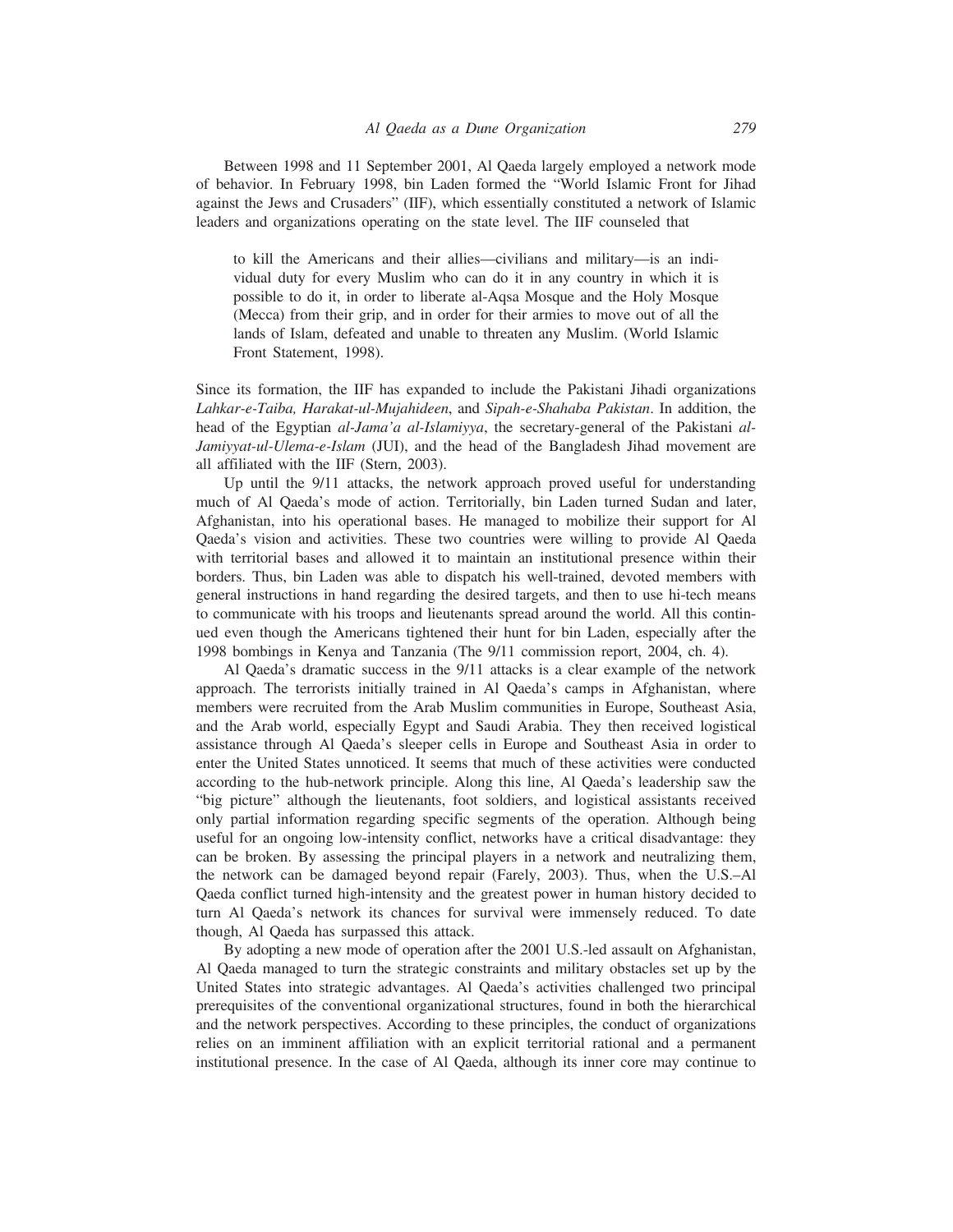Between 1998 and 11 September 2001, Al Qaeda largely employed a network mode of behavior. In February 1998, bin Laden formed the "World Islamic Front for Jihad against the Jews and Crusaders" (IIF), which essentially constituted a network of Islamic leaders and organizations operating on the state level. The IIF counseled that

> to kill the Americans and their allies—civilians and military—is an individual duty for every Muslim who can do it in any country in which it is possible to do it, in order to liberate al-Aqsa Mosque and the Holy Mosque (Mecca) from their grip, and in order for their armies to move out of all the lands of Islam, defeated and unable to threaten any Muslim. (World Islamic Front Statement, 1998).

Since its formation, the IIF has expanded to include the Pakistani Jihadi organizations *Lahkar-e-Taiba, Harakat-ul-Mujahideen*, and *Sipah-e-Shahaba Pakistan*. In addition, the head of the Egyptian *al-Jama'a al-Islamiyya*, the secretary-general of the Pakistani *al-Jamiyyat-ul-Ulema-e-Islam* (JUI), and the head of the Bangladesh Jihad movement are all affiliated with the IIF (Stern, 2003).

Up until the 9/11 attacks, the network approach proved useful for understanding much of Al Qaeda's mode of action. Territorially, bin Laden turned Sudan and later, Afghanistan, into his operational bases. He managed to mobilize their support for Al Qaeda's vision and activities. These two countries were willing to provide Al Qaeda with territorial bases and allowed it to maintain an institutional presence within their borders. Thus, bin Laden was able to dispatch his well-trained, devoted members with general instructions in hand regarding the desired targets, and then to use hi-tech means to communicate with his troops and lieutenants spread around the world. All this continued even though the Americans tightened their hunt for bin Laden, especially after the 1998 bombings in Kenya and Tanzania (The 9/11 commission report, 2004, ch. 4).

Al Qaeda's dramatic success in the 9/11 attacks is a clear example of the network approach. The terrorists initially trained in Al Qaeda's camps in Afghanistan, where members were recruited from the Arab Muslim communities in Europe, Southeast Asia, and the Arab world, especially Egypt and Saudi Arabia. They then received logistical assistance through Al Qaeda's sleeper cells in Europe and Southeast Asia in order to enter the United States unnoticed. It seems that much of these activities were conducted according to the hub-network principle. Along this line, Al Qaeda's leadership saw the "big picture" although the lieutenants, foot soldiers, and logistical assistants received only partial information regarding specific segments of the operation. Although being useful for an ongoing low-intensity conflict, networks have a critical disadvantage: they can be broken. By assessing the principal players in a network and neutralizing them, the network can be damaged beyond repair (Farely, 2003). Thus, when the U.S.–Al Qaeda conflict turned high-intensity and the greatest power in human history decided to turn Al Qaeda's network its chances for survival were immensely reduced. To date though, Al Qaeda has surpassed this attack.

By adopting a new mode of operation after the 2001 U.S.-led assault on Afghanistan, Al Qaeda managed to turn the strategic constraints and military obstacles set up by the United States into strategic advantages. Al Qaeda's activities challenged two principal prerequisites of the conventional organizational structures, found in both the hierarchical and the network perspectives. According to these principles, the conduct of organizations relies on an imminent affiliation with an explicit territorial rational and a permanent institutional presence. In the case of Al Qaeda, although its inner core may continue to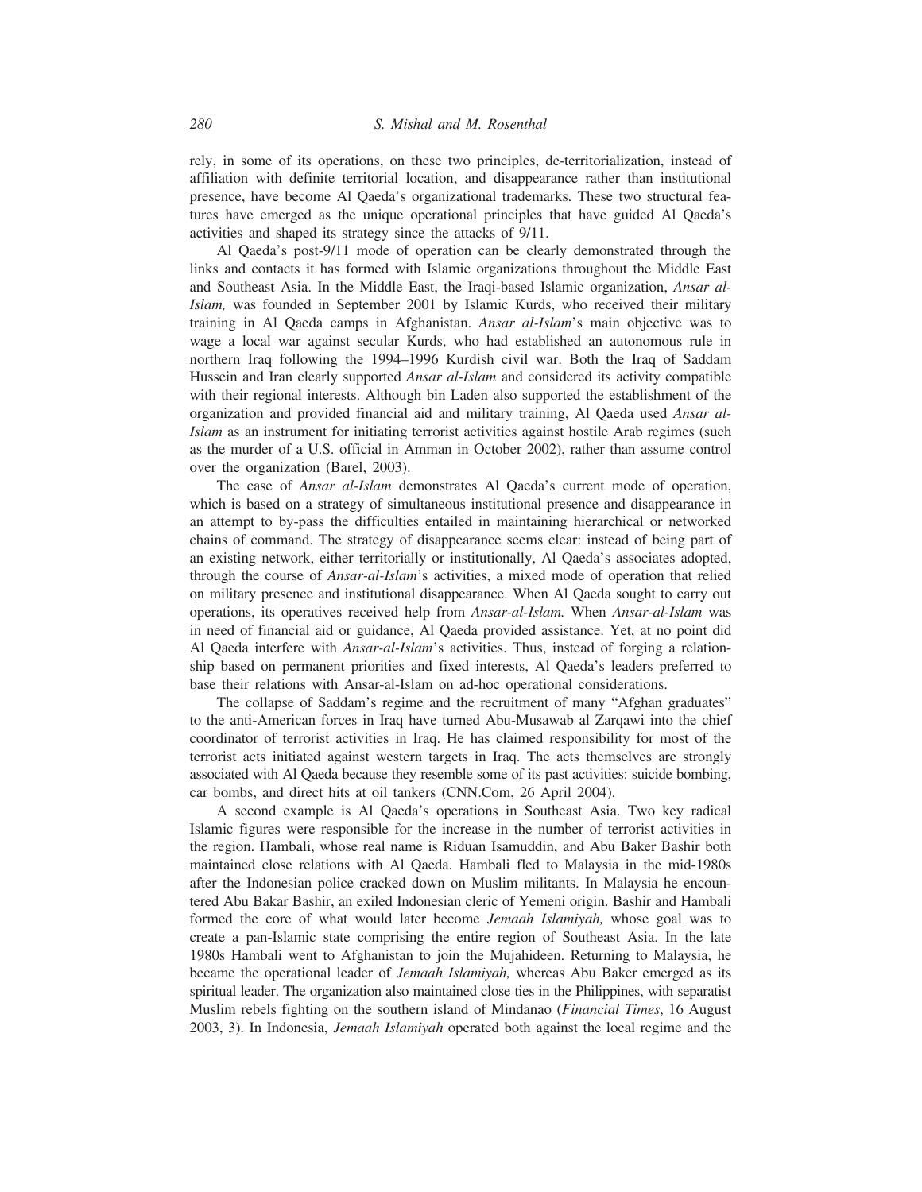rely, in some of its operations, on these two principles, de-territorialization, instead of affiliation with definite territorial location, and disappearance rather than institutional presence, have become Al Qaeda's organizational trademarks. These two structural features have emerged as the unique operational principles that have guided Al Qaeda's activities and shaped its strategy since the attacks of 9/11.

Al Qaeda's post-9/11 mode of operation can be clearly demonstrated through the links and contacts it has formed with Islamic organizations throughout the Middle East and Southeast Asia. In the Middle East, the Iraqi-based Islamic organization, *Ansar al-Islam,* was founded in September 2001 by Islamic Kurds, who received their military training in Al Qaeda camps in Afghanistan. *Ansar al-Islam*'s main objective was to wage a local war against secular Kurds, who had established an autonomous rule in northern Iraq following the 1994–1996 Kurdish civil war. Both the Iraq of Saddam Hussein and Iran clearly supported *Ansar al-Islam* and considered its activity compatible with their regional interests. Although bin Laden also supported the establishment of the organization and provided financial aid and military training, Al Qaeda used *Ansar al-Islam* as an instrument for initiating terrorist activities against hostile Arab regimes (such as the murder of a U.S. official in Amman in October 2002), rather than assume control over the organization (Barel, 2003).

The case of *Ansar al-Islam* demonstrates Al Qaeda's current mode of operation, which is based on a strategy of simultaneous institutional presence and disappearance in an attempt to by-pass the difficulties entailed in maintaining hierarchical or networked chains of command. The strategy of disappearance seems clear: instead of being part of an existing network, either territorially or institutionally, Al Qaeda's associates adopted, through the course of *Ansar-al-Islam*'s activities, a mixed mode of operation that relied on military presence and institutional disappearance. When Al Qaeda sought to carry out operations, its operatives received help from *Ansar-al-Islam.* When *Ansar-al-Islam* was in need of financial aid or guidance, Al Qaeda provided assistance. Yet, at no point did Al Qaeda interfere with *Ansar-al-Islam*'s activities. Thus, instead of forging a relationship based on permanent priorities and fixed interests, Al Qaeda's leaders preferred to base their relations with Ansar-al-Islam on ad-hoc operational considerations.

The collapse of Saddam's regime and the recruitment of many "Afghan graduates" to the anti-American forces in Iraq have turned Abu-Musawab al Zarqawi into the chief coordinator of terrorist activities in Iraq. He has claimed responsibility for most of the terrorist acts initiated against western targets in Iraq. The acts themselves are strongly associated with Al Qaeda because they resemble some of its past activities: suicide bombing, car bombs, and direct hits at oil tankers (CNN.Com, 26 April 2004).

A second example is Al Qaeda's operations in Southeast Asia. Two key radical Islamic figures were responsible for the increase in the number of terrorist activities in the region. Hambali, whose real name is Riduan Isamuddin, and Abu Baker Bashir both maintained close relations with Al Qaeda. Hambali fled to Malaysia in the mid-1980s after the Indonesian police cracked down on Muslim militants. In Malaysia he encountered Abu Bakar Bashir, an exiled Indonesian cleric of Yemeni origin. Bashir and Hambali formed the core of what would later become *Jemaah Islamiyah,* whose goal was to create a pan-Islamic state comprising the entire region of Southeast Asia. In the late 1980s Hambali went to Afghanistan to join the Mujahideen. Returning to Malaysia, he became the operational leader of *Jemaah Islamiyah,* whereas Abu Baker emerged as its spiritual leader. The organization also maintained close ties in the Philippines, with separatist Muslim rebels fighting on the southern island of Mindanao (*Financial Times*, 16 August 2003, 3). In Indonesia, *Jemaah Islamiyah* operated both against the local regime and the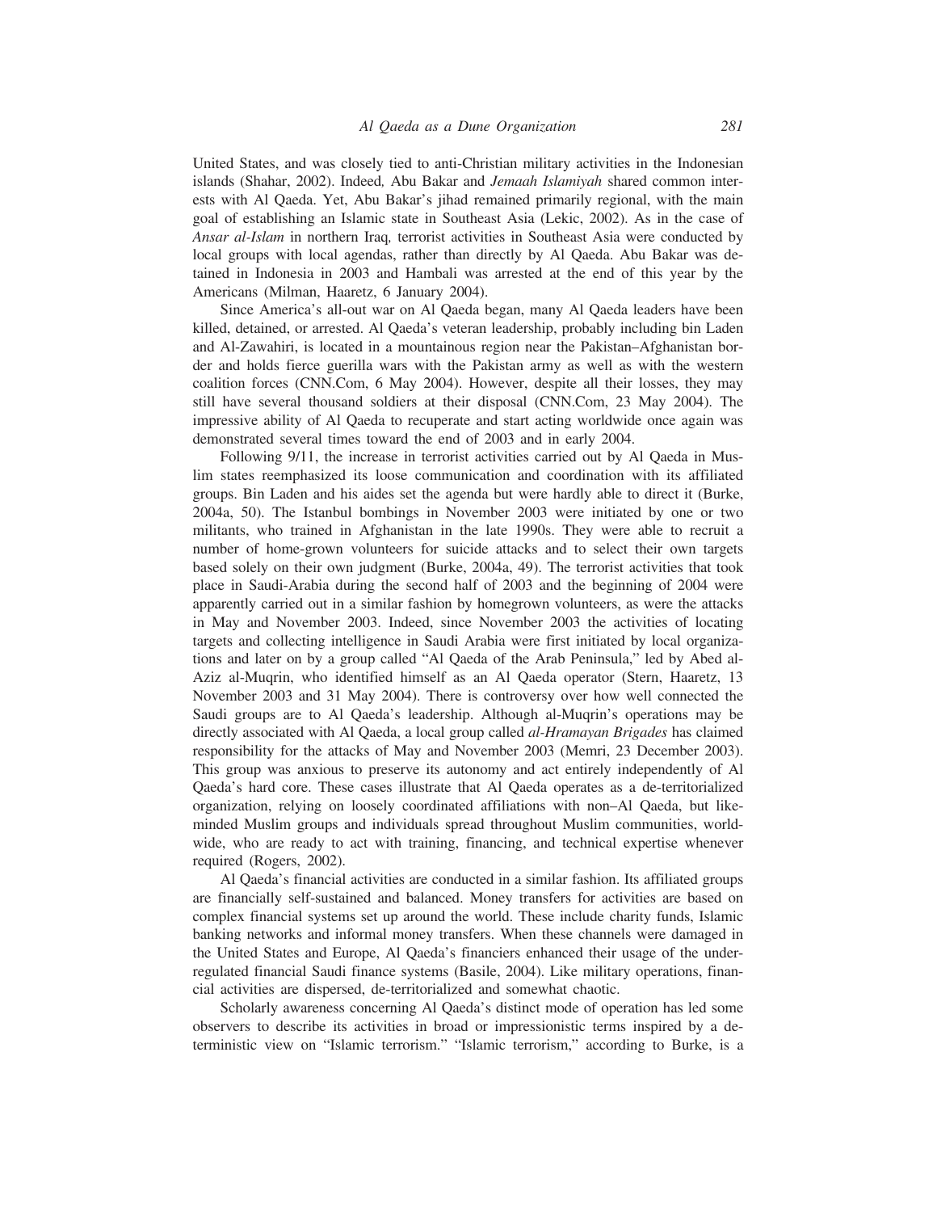United States, and was closely tied to anti-Christian military activities in the Indonesian islands (Shahar, 2002). Indeed*,* Abu Bakar and *Jemaah Islamiyah* shared common interests with Al Qaeda. Yet, Abu Bakar's jihad remained primarily regional, with the main goal of establishing an Islamic state in Southeast Asia (Lekic, 2002). As in the case of *Ansar al-Islam* in northern Iraq*,* terrorist activities in Southeast Asia were conducted by local groups with local agendas, rather than directly by Al Qaeda. Abu Bakar was detained in Indonesia in 2003 and Hambali was arrested at the end of this year by the Americans (Milman, Haaretz, 6 January 2004).

Since America's all-out war on Al Qaeda began, many Al Qaeda leaders have been killed, detained, or arrested. Al Qaeda's veteran leadership, probably including bin Laden and Al-Zawahiri, is located in a mountainous region near the Pakistan–Afghanistan border and holds fierce guerilla wars with the Pakistan army as well as with the western coalition forces (CNN.Com, 6 May 2004). However, despite all their losses, they may still have several thousand soldiers at their disposal (CNN.Com, 23 May 2004). The impressive ability of Al Qaeda to recuperate and start acting worldwide once again was demonstrated several times toward the end of 2003 and in early 2004.

Following 9/11, the increase in terrorist activities carried out by Al Qaeda in Muslim states reemphasized its loose communication and coordination with its affiliated groups. Bin Laden and his aides set the agenda but were hardly able to direct it (Burke, 2004a, 50). The Istanbul bombings in November 2003 were initiated by one or two militants, who trained in Afghanistan in the late 1990s. They were able to recruit a number of home-grown volunteers for suicide attacks and to select their own targets based solely on their own judgment (Burke, 2004a, 49). The terrorist activities that took place in Saudi-Arabia during the second half of 2003 and the beginning of 2004 were apparently carried out in a similar fashion by homegrown volunteers, as were the attacks in May and November 2003. Indeed, since November 2003 the activities of locating targets and collecting intelligence in Saudi Arabia were first initiated by local organizations and later on by a group called "Al Qaeda of the Arab Peninsula," led by Abed al-Aziz al-Muqrin, who identified himself as an Al Qaeda operator (Stern, Haaretz, 13 November 2003 and 31 May 2004). There is controversy over how well connected the Saudi groups are to Al Qaeda's leadership. Although al-Muqrin's operations may be directly associated with Al Qaeda, a local group called *al-Hramayan Brigades* has claimed responsibility for the attacks of May and November 2003 (Memri, 23 December 2003). This group was anxious to preserve its autonomy and act entirely independently of Al Qaeda's hard core. These cases illustrate that Al Qaeda operates as a de-territorialized organization, relying on loosely coordinated affiliations with non–Al Qaeda, but like-minded Muslim groups and individuals spread throughout Muslim communities, worldwide, who are ready to act with training, financing, and technical expertise whenever required (Rogers, 2002).

Al Qaeda's financial activities are conducted in a similar fashion. Its affiliated groups are financially self-sustained and balanced. Money transfers for activities are based on complex financial systems set up around the world. These include charity funds, Islamic banking networks and informal money transfers. When these channels were damaged in the United States and Europe, Al Qaeda's financiers enhanced their usage of the under-regulated financial Saudi finance systems (Basile, 2004). Like military operations, financial activities are dispersed, de-territorialized and somewhat chaotic.

Scholarly awareness concerning Al Qaeda's distinct mode of operation has led some observers to describe its activities in broad or impressionistic terms inspired by a deterministic view on "Islamic terrorism." "Islamic terrorism," according to Burke, is a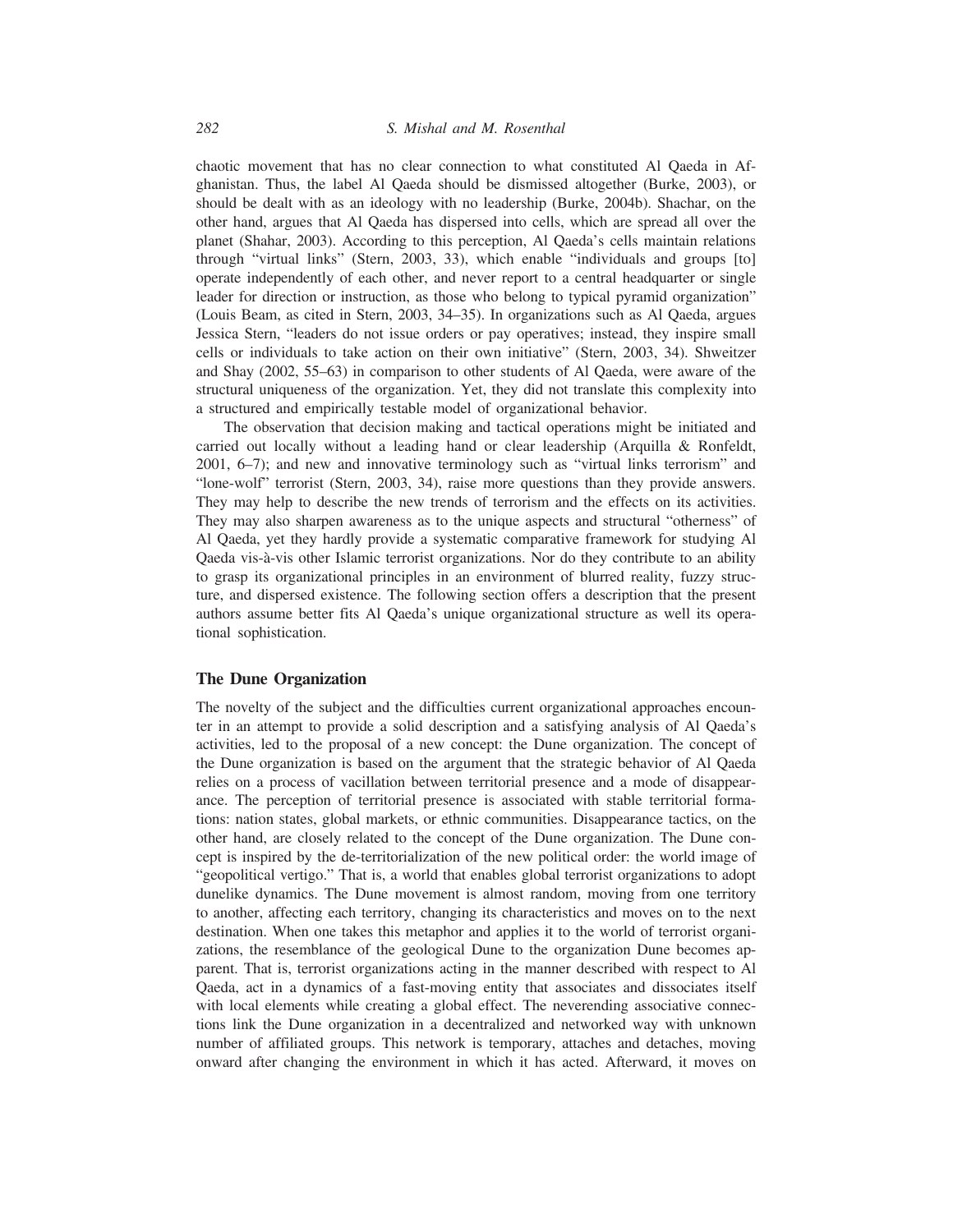chaotic movement that has no clear connection to what constituted Al Qaeda in Afghanistan. Thus, the label Al Qaeda should be dismissed altogether (Burke, 2003), or should be dealt with as an ideology with no leadership (Burke, 2004b). Shachar, on the other hand, argues that Al Qaeda has dispersed into cells, which are spread all over the planet (Shahar, 2003). According to this perception, Al Qaeda's cells maintain relations through "virtual links" (Stern, 2003, 33), which enable "individuals and groups [to] operate independently of each other, and never report to a central headquarter or single leader for direction or instruction, as those who belong to typical pyramid organization" (Louis Beam, as cited in Stern, 2003, 34–35). In organizations such as Al Qaeda, argues Jessica Stern, "leaders do not issue orders or pay operatives; instead, they inspire small cells or individuals to take action on their own initiative" (Stern, 2003, 34). Shweitzer and Shay (2002, 55–63) in comparison to other students of Al Qaeda, were aware of the structural uniqueness of the organization. Yet, they did not translate this complexity into a structured and empirically testable model of organizational behavior.

The observation that decision making and tactical operations might be initiated and carried out locally without a leading hand or clear leadership (Arquilla & Ronfeldt, 2001, 6–7); and new and innovative terminology such as "virtual links terrorism" and "lone-wolf" terrorist (Stern, 2003, 34), raise more questions than they provide answers. They may help to describe the new trends of terrorism and the effects on its activities. They may also sharpen awareness as to the unique aspects and structural "otherness" of Al Qaeda, yet they hardly provide a systematic comparative framework for studying Al Qaeda vis-à-vis other Islamic terrorist organizations. Nor do they contribute to an ability to grasp its organizational principles in an environment of blurred reality, fuzzy structure, and dispersed existence. The following section offers a description that the present authors assume better fits Al Qaeda's unique organizational structure as well its operational sophistication.

## The Dune Organization

The novelty of the subject and the difficulties current organizational approaches encounter in an attempt to provide a solid description and a satisfying analysis of Al Qaeda's activities, led to the proposal of a new concept: the Dune organization. The concept of the Dune organization is based on the argument that the strategic behavior of Al Qaeda relies on a process of vacillation between territorial presence and a mode of disappearance. The perception of territorial presence is associated with stable territorial formations: nation states, global markets, or ethnic communities. Disappearance tactics, on the other hand, are closely related to the concept of the Dune organization. The Dune concept is inspired by the de-territorialization of the new political order: the world image of "geopolitical vertigo." That is, a world that enables global terrorist organizations to adopt dunelike dynamics. The Dune movement is almost random, moving from one territory to another, affecting each territory, changing its characteristics and moves on to the next destination. When one takes this metaphor and applies it to the world of terrorist organizations, the resemblance of the geological Dune to the organization Dune becomes apparent. That is, terrorist organizations acting in the manner described with respect to Al Qaeda, act in a dynamics of a fast-moving entity that associates and dissociates itself with local elements while creating a global effect. The neverending associative connections link the Dune organization in a decentralized and networked way with unknown number of affiliated groups. This network is temporary, attaches and detaches, moving onward after changing the environment in which it has acted. Afterward, it moves on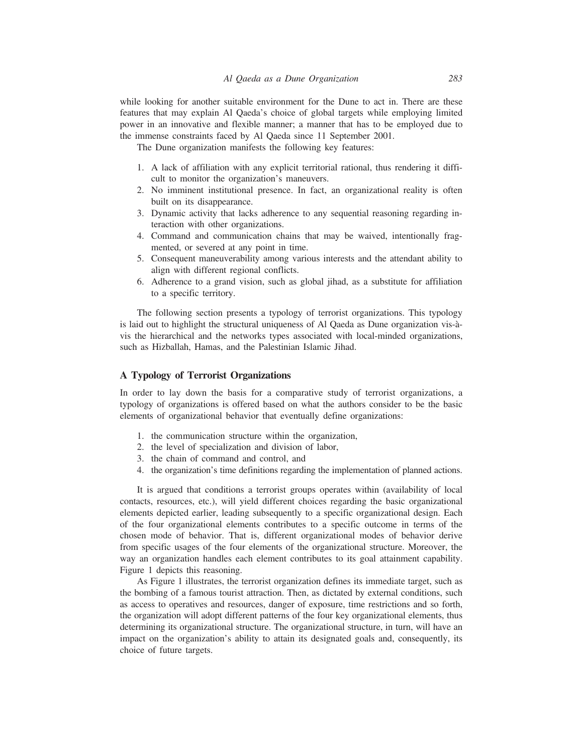while looking for another suitable environment for the Dune to act in. There are these features that may explain Al Qaeda's choice of global targets while employing limited power in an innovative and flexible manner; a manner that has to be employed due to the immense constraints faced by Al Qaeda since 11 September 2001.

The Dune organization manifests the following key features:

1. A lack of affiliation with any explicit territorial rational, thus rendering it difficult to monitor the organization's maneuvers.
2. No imminent institutional presence. In fact, an organizational reality is often built on its disappearance.
3. Dynamic activity that lacks adherence to any sequential reasoning regarding interaction with other organizations.
4. Command and communication chains that may be waived, intentionally fragmented, or severed at any point in time.
5. Consequent maneuverability among various interests and the attendant ability to align with different regional conflicts.
6. Adherence to a grand vision, such as global jihad, as a substitute for affiliation to a specific territory.

The following section presents a typology of terrorist organizations. This typology is laid out to highlight the structural uniqueness of Al Qaeda as Dune organization vis-à-vis the hierarchical and the networks types associated with local-minded organizations, such as Hizballah, Hamas, and the Palestinian Islamic Jihad.

## A Typology of Terrorist Organizations

In order to lay down the basis for a comparative study of terrorist organizations, a typology of organizations is offered based on what the authors consider to be the basic elements of organizational behavior that eventually define organizations:

1. the communication structure within the organization,
2. the level of specialization and division of labor,
3. the chain of command and control, and
4. the organization's time definitions regarding the implementation of planned actions.

It is argued that conditions a terrorist groups operates within (availability of local contacts, resources, etc.), will yield different choices regarding the basic organizational elements depicted earlier, leading subsequently to a specific organizational design. Each of the four organizational elements contributes to a specific outcome in terms of the chosen mode of behavior. That is, different organizational modes of behavior derive from specific usages of the four elements of the organizational structure. Moreover, the way an organization handles each element contributes to its goal attainment capability. Figure 1 depicts this reasoning.

As Figure 1 illustrates, the terrorist organization defines its immediate target, such as the bombing of a famous tourist attraction. Then, as dictated by external conditions, such as access to operatives and resources, danger of exposure, time restrictions and so forth, the organization will adopt different patterns of the four key organizational elements, thus determining its organizational structure. The organizational structure, in turn, will have an impact on the organization's ability to attain its designated goals and, consequently, its choice of future targets.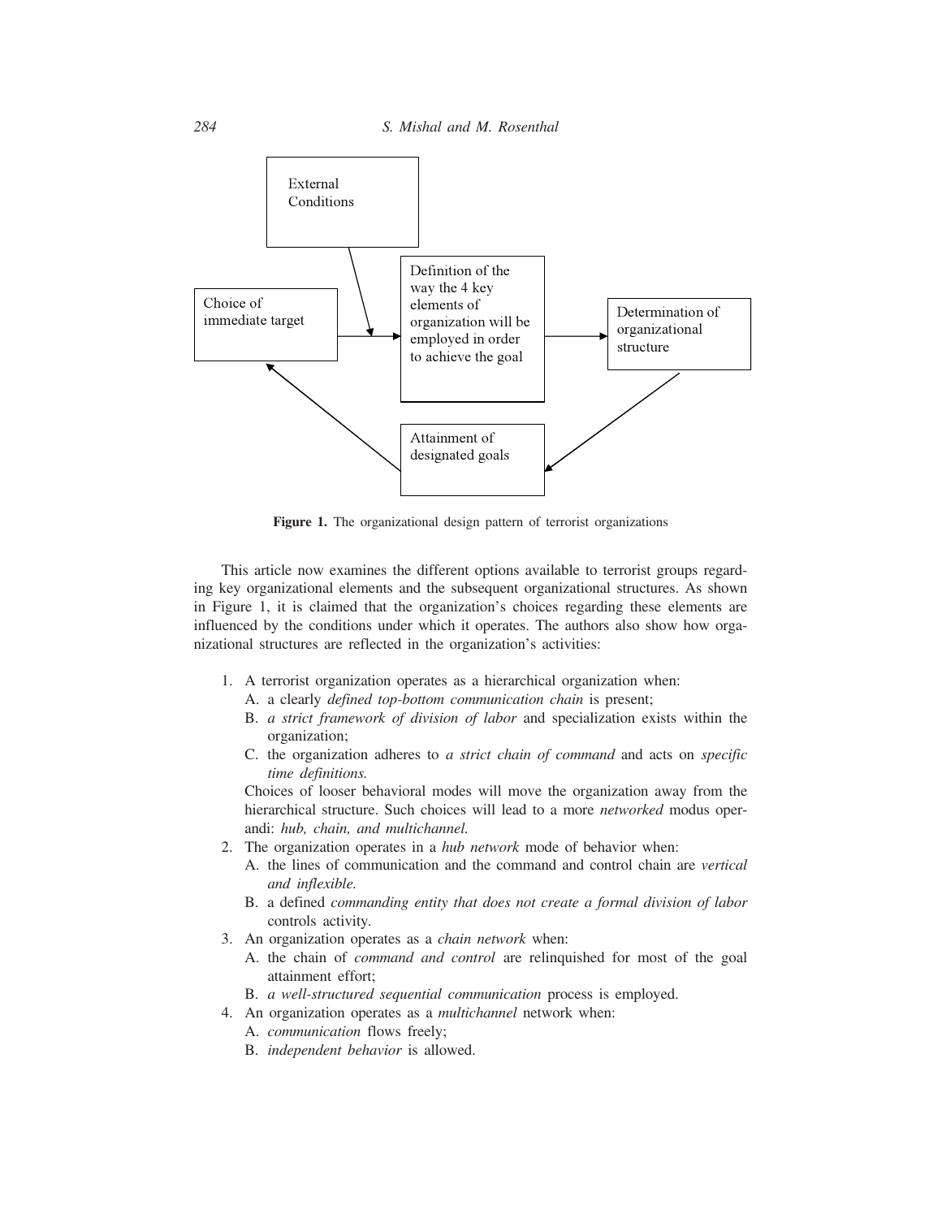External Conditions

Choice of immediate target

Definition of the way the 4 key elements of organization will be employed in order to achieve the goal

Determination of organizational structure

Attainment of designated goals

**Figure 1.** The organizational design pattern of terrorist organizations

This article now examines the different options available to terrorist groups regarding key organizational elements and the subsequent organizational structures. As shown in Figure 1, it is claimed that the organization's choices regarding these elements are influenced by the conditions under which it operates. The authors also show how organizational structures are reflected in the organization's activities:

1. A terrorist organization operates as a hierarchical organization when:
   A. a clearly *defined top-bottom communication chain* is present;
   B. *a strict framework of division of labor* and specialization exists within the organization;
   C. the organization adheres to *a strict chain of command* and acts on *specific time definitions.*

   Choices of looser behavioral modes will move the organization away from the hierarchical structure. Such choices will lead to a more *networked* modus operandi: *hub, chain, and multichannel.*
2. The organization operates in a *hub network* mode of behavior when:
   A. the lines of communication and the command and control chain are *vertical and inflexible.*
   B. a defined *commanding entity that does not create a formal division of labor* controls activity.
3. An organization operates as a *chain network* when:
   A. the chain of *command and control* are relinquished for most of the goal attainment effort;
   B. *a well-structured sequential communication* process is employed.
4. An organization operates as a *multichannel* network when:
   A. *communication* flows freely;
   B. *independent behavior* is allowed.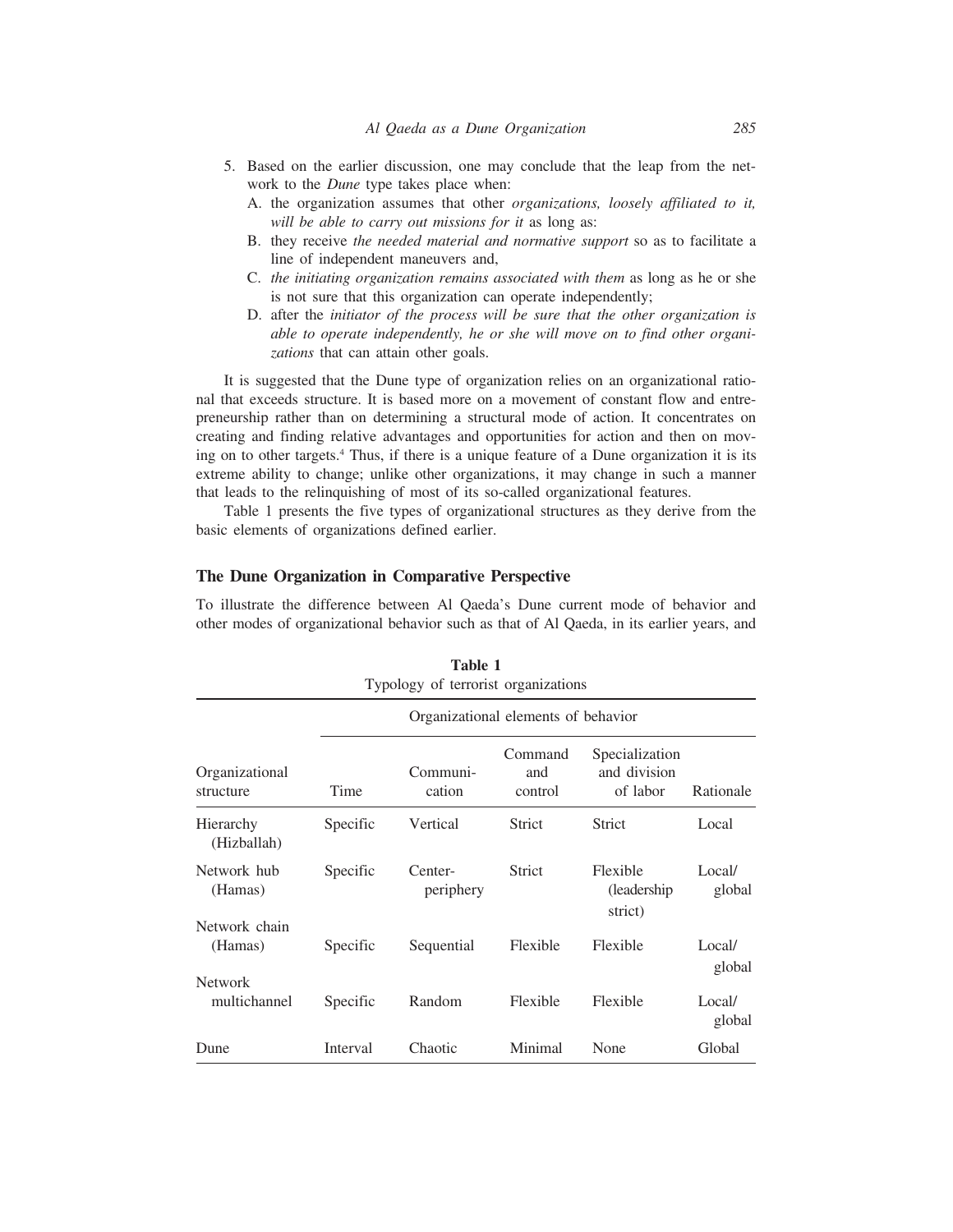5. Based on the earlier discussion, one may conclude that the leap from the network to the *Dune* type takes place when:
   A. the organization assumes that other *organizations, loosely affiliated to it, will be able to carry out missions for it* as long as:
   B. they receive *the needed material and normative support* so as to facilitate a line of independent maneuvers and,
   C. *the initiating organization remains associated with them* as long as he or she is not sure that this organization can operate independently;
   D. after the *initiator of the process will be sure that the other organization is able to operate independently, he or she will move on to find other organizations* that can attain other goals.

It is suggested that the Dune type of organization relies on an organizational rational that exceeds structure. It is based more on a movement of constant flow and entrepreneurship rather than on determining a structural mode of action. It concentrates on creating and finding relative advantages and opportunities for action and then on moving on to other targets.[4] Thus, if there is a unique feature of a Dune organization it is its extreme ability to change; unlike other organizations, it may change in such a manner that leads to the relinquishing of most of its so-called organizational features.

Table 1 presents the five types of organizational structures as they derive from the basic elements of organizations defined earlier.

## The Dune Organization in Comparative Perspective

To illustrate the difference between Al Qaeda's Dune current mode of behavior and other modes of organizational behavior such as that of Al Qaeda, in its earlier years, and

**Table 1**
Typology of terrorist organizations

| | Organizational elements of behavior | | | | |
|---|---|---|---|---|---|
| Organizational structure | Time | Communication | Command and control | Specialization and division of labor | Rationale |
| Hierarchy (Hizballah) | Specific | Vertical | Strict | Strict | Local |
| Network hub (Hamas) | Specific | Center-periphery | Strict | Flexible (leadership strict) | Local/global |
| Network chain (Hamas) | Specific | Sequential | Flexible | Flexible | Local/global |
| Network multichannel | Specific | Random | Flexible | Flexible | Local/global |
| Dune | Interval | Chaotic | Minimal | None | Global |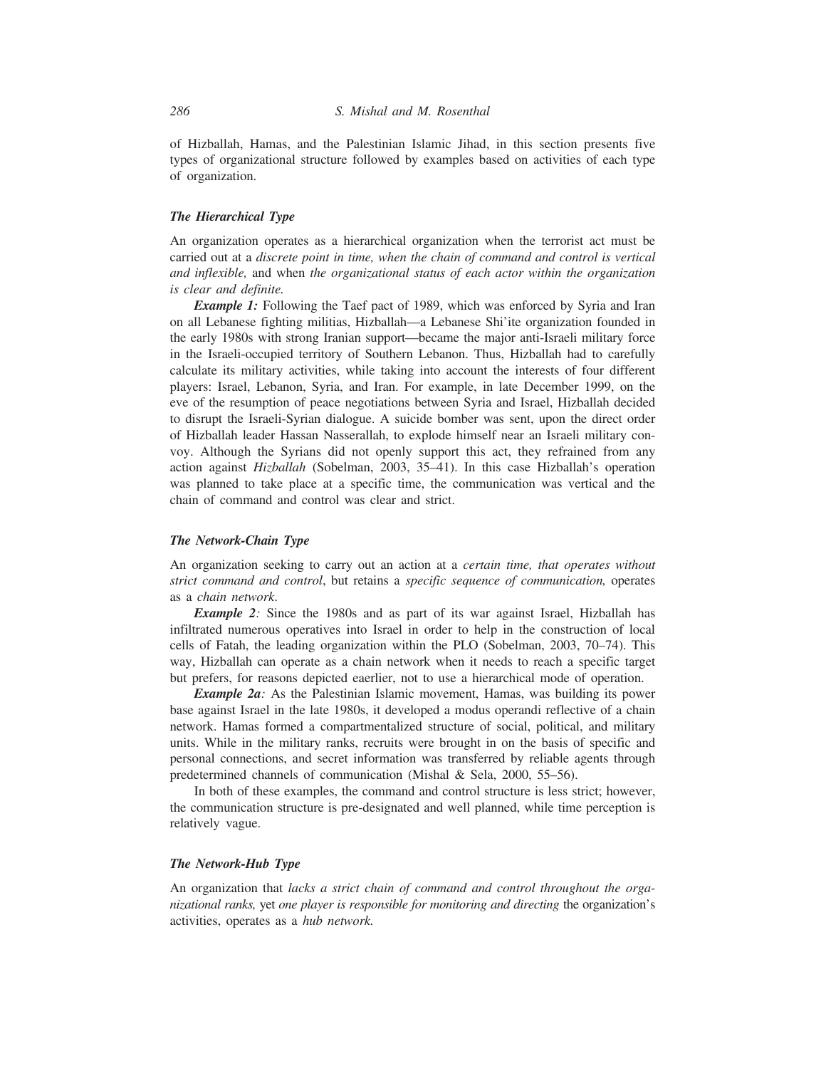of Hizballah, Hamas, and the Palestinian Islamic Jihad, in this section presents five types of organizational structure followed by examples based on activities of each type of organization.

### *The Hierarchical Type*

An organization operates as a hierarchical organization when the terrorist act must be carried out at a *discrete point in time, when the chain of command and control is vertical and inflexible,* and when *the organizational status of each actor within the organization is clear and definite.*

***Example 1:*** Following the Taef pact of 1989, which was enforced by Syria and Iran on all Lebanese fighting militias, Hizballah—a Lebanese Shi'ite organization founded in the early 1980s with strong Iranian support—became the major anti-Israeli military force in the Israeli-occupied territory of Southern Lebanon. Thus, Hizballah had to carefully calculate its military activities, while taking into account the interests of four different players: Israel, Lebanon, Syria, and Iran. For example, in late December 1999, on the eve of the resumption of peace negotiations between Syria and Israel, Hizballah decided to disrupt the Israeli-Syrian dialogue. A suicide bomber was sent, upon the direct order of Hizballah leader Hassan Nasserallah, to explode himself near an Israeli military convoy. Although the Syrians did not openly support this act, they refrained from any action against *Hizballah* (Sobelman, 2003, 35–41). In this case Hizballah's operation was planned to take place at a specific time, the communication was vertical and the chain of command and control was clear and strict.

### *The Network-Chain Type*

An organization seeking to carry out an action at a *certain time, that operates without strict command and control*, but retains a *specific sequence of communication,* operates as a *chain network*.

***Example 2:*** Since the 1980s and as part of its war against Israel, Hizballah has infiltrated numerous operatives into Israel in order to help in the construction of local cells of Fatah, the leading organization within the PLO (Sobelman, 2003, 70–74). This way, Hizballah can operate as a chain network when it needs to reach a specific target but prefers, for reasons depicted eaerlier, not to use a hierarchical mode of operation.

***Example 2a:*** As the Palestinian Islamic movement, Hamas, was building its power base against Israel in the late 1980s, it developed a modus operandi reflective of a chain network. Hamas formed a compartmentalized structure of social, political, and military units. While in the military ranks, recruits were brought in on the basis of specific and personal connections, and secret information was transferred by reliable agents through predetermined channels of communication (Mishal & Sela, 2000, 55–56).

In both of these examples, the command and control structure is less strict; however, the communication structure is pre-designated and well planned, while time perception is relatively vague.

### *The Network-Hub Type*

An organization that *lacks a strict chain of command and control throughout the organizational ranks,* yet *one player is responsible for monitoring and directing* the organization's activities, operates as a *hub network.*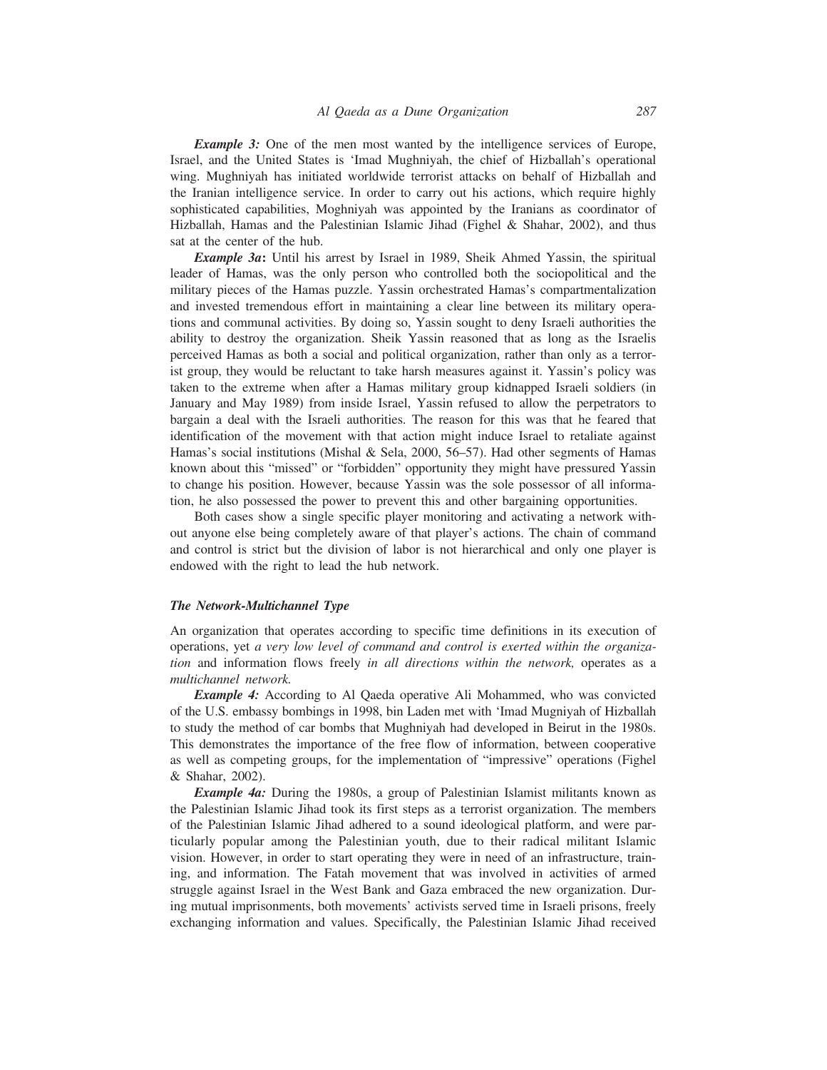***Example 3:*** One of the men most wanted by the intelligence services of Europe, Israel, and the United States is 'Imad Mughniyah, the chief of Hizballah's operational wing. Mughniyah has initiated worldwide terrorist attacks on behalf of Hizballah and the Iranian intelligence service. In order to carry out his actions, which require highly sophisticated capabilities, Moghniyah was appointed by the Iranians as coordinator of Hizballah, Hamas and the Palestinian Islamic Jihad (Fighel & Shahar, 2002), and thus sat at the center of the hub.

***Example 3a*:** Until his arrest by Israel in 1989, Sheik Ahmed Yassin, the spiritual leader of Hamas, was the only person who controlled both the sociopolitical and the military pieces of the Hamas puzzle. Yassin orchestrated Hamas's compartmentalization and invested tremendous effort in maintaining a clear line between its military operations and communal activities. By doing so, Yassin sought to deny Israeli authorities the ability to destroy the organization. Sheik Yassin reasoned that as long as the Israelis perceived Hamas as both a social and political organization, rather than only as a terrorist group, they would be reluctant to take harsh measures against it. Yassin's policy was taken to the extreme when after a Hamas military group kidnapped Israeli soldiers (in January and May 1989) from inside Israel, Yassin refused to allow the perpetrators to bargain a deal with the Israeli authorities. The reason for this was that he feared that identification of the movement with that action might induce Israel to retaliate against Hamas's social institutions (Mishal & Sela, 2000, 56–57). Had other segments of Hamas known about this "missed" or "forbidden" opportunity they might have pressured Yassin to change his position. However, because Yassin was the sole possessor of all information, he also possessed the power to prevent this and other bargaining opportunities.

Both cases show a single specific player monitoring and activating a network without anyone else being completely aware of that player's actions. The chain of command and control is strict but the division of labor is not hierarchical and only one player is endowed with the right to lead the hub network.

### *The Network-Multichannel Type*

An organization that operates according to specific time definitions in its execution of operations, yet *a very low level of command and control is exerted within the organization* and information flows freely *in all directions within the network,* operates as a *multichannel network.*

***Example 4:*** According to Al Qaeda operative Ali Mohammed, who was convicted of the U.S. embassy bombings in 1998, bin Laden met with 'Imad Mugniyah of Hizballah to study the method of car bombs that Mughniyah had developed in Beirut in the 1980s. This demonstrates the importance of the free flow of information, between cooperative as well as competing groups, for the implementation of "impressive" operations (Fighel & Shahar, 2002).

***Example 4a:*** During the 1980s, a group of Palestinian Islamist militants known as the Palestinian Islamic Jihad took its first steps as a terrorist organization. The members of the Palestinian Islamic Jihad adhered to a sound ideological platform, and were particularly popular among the Palestinian youth, due to their radical militant Islamic vision. However, in order to start operating they were in need of an infrastructure, training, and information. The Fatah movement that was involved in activities of armed struggle against Israel in the West Bank and Gaza embraced the new organization. During mutual imprisonments, both movements' activists served time in Israeli prisons, freely exchanging information and values. Specifically, the Palestinian Islamic Jihad received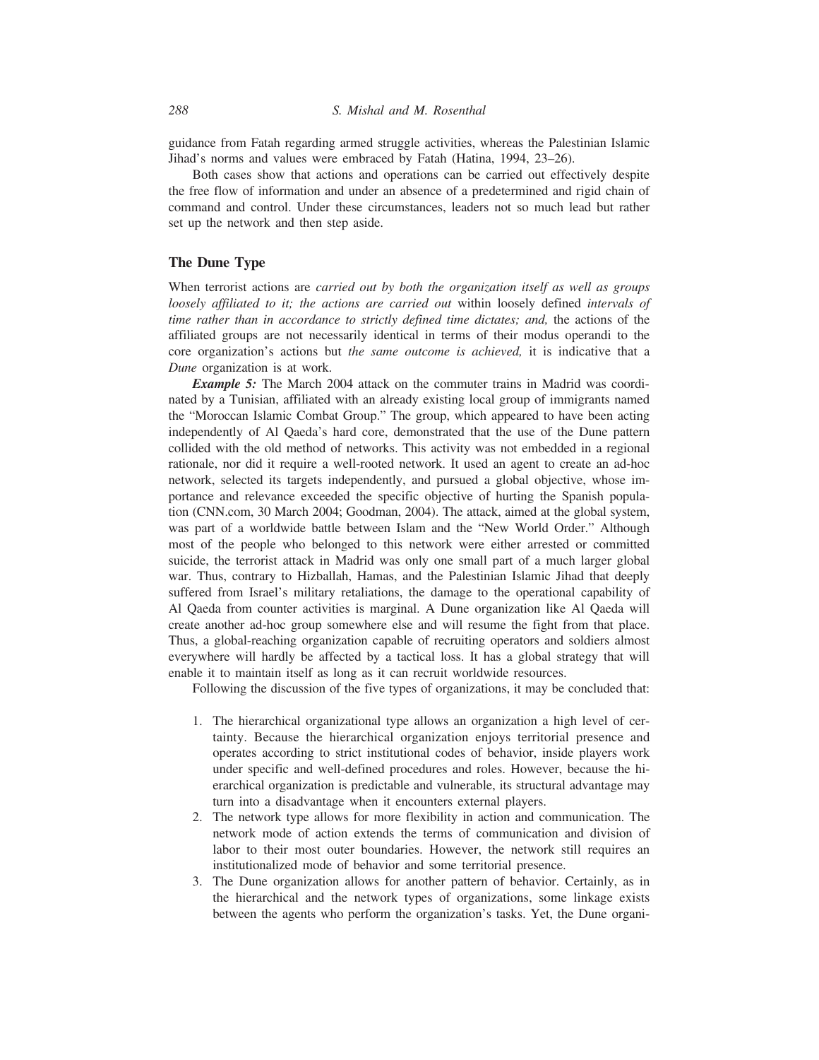guidance from Fatah regarding armed struggle activities, whereas the Palestinian Islamic Jihad's norms and values were embraced by Fatah (Hatina, 1994, 23–26).

Both cases show that actions and operations can be carried out effectively despite the free flow of information and under an absence of a predetermined and rigid chain of command and control. Under these circumstances, leaders not so much lead but rather set up the network and then step aside.

## The Dune Type

When terrorist actions are *carried out by both the organization itself as well as groups loosely affiliated to it; the actions are carried out* within loosely defined *intervals of time rather than in accordance to strictly defined time dictates; and,* the actions of the affiliated groups are not necessarily identical in terms of their modus operandi to the core organization's actions but *the same outcome is achieved,* it is indicative that a *Dune* organization is at work.

***Example 5:*** The March 2004 attack on the commuter trains in Madrid was coordinated by a Tunisian, affiliated with an already existing local group of immigrants named the "Moroccan Islamic Combat Group." The group, which appeared to have been acting independently of Al Qaeda's hard core, demonstrated that the use of the Dune pattern collided with the old method of networks. This activity was not embedded in a regional rationale, nor did it require a well-rooted network. It used an agent to create an ad-hoc network, selected its targets independently, and pursued a global objective, whose importance and relevance exceeded the specific objective of hurting the Spanish population (CNN.com, 30 March 2004; Goodman, 2004). The attack, aimed at the global system, was part of a worldwide battle between Islam and the "New World Order." Although most of the people who belonged to this network were either arrested or committed suicide, the terrorist attack in Madrid was only one small part of a much larger global war. Thus, contrary to Hizballah, Hamas, and the Palestinian Islamic Jihad that deeply suffered from Israel's military retaliations, the damage to the operational capability of Al Qaeda from counter activities is marginal. A Dune organization like Al Qaeda will create another ad-hoc group somewhere else and will resume the fight from that place. Thus, a global-reaching organization capable of recruiting operators and soldiers almost everywhere will hardly be affected by a tactical loss. It has a global strategy that will enable it to maintain itself as long as it can recruit worldwide resources.

Following the discussion of the five types of organizations, it may be concluded that:

1. The hierarchical organizational type allows an organization a high level of certainty. Because the hierarchical organization enjoys territorial presence and operates according to strict institutional codes of behavior, inside players work under specific and well-defined procedures and roles. However, because the hierarchical organization is predictable and vulnerable, its structural advantage may turn into a disadvantage when it encounters external players.
2. The network type allows for more flexibility in action and communication. The network mode of action extends the terms of communication and division of labor to their most outer boundaries. However, the network still requires an institutionalized mode of behavior and some territorial presence.
3. The Dune organization allows for another pattern of behavior. Certainly, as in the hierarchical and the network types of organizations, some linkage exists between the agents who perform the organization's tasks. Yet, the Dune organi-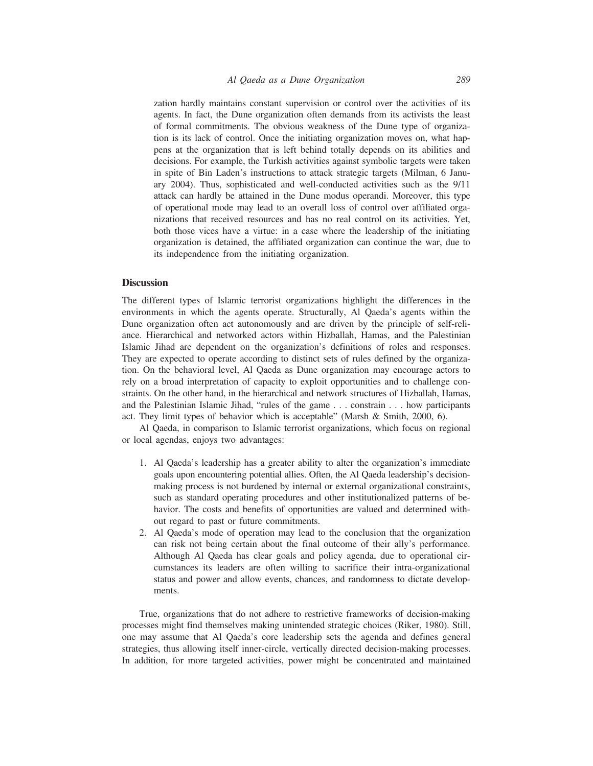zation hardly maintains constant supervision or control over the activities of its agents. In fact, the Dune organization often demands from its activists the least of formal commitments. The obvious weakness of the Dune type of organization is its lack of control. Once the initiating organization moves on, what happens at the organization that is left behind totally depends on its abilities and decisions. For example, the Turkish activities against symbolic targets were taken in spite of Bin Laden's instructions to attack strategic targets (Milman, 6 January 2004). Thus, sophisticated and well-conducted activities such as the 9/11 attack can hardly be attained in the Dune modus operandi. Moreover, this type of operational mode may lead to an overall loss of control over affiliated organizations that received resources and has no real control on its activities. Yet, both those vices have a virtue: in a case where the leadership of the initiating organization is detained, the affiliated organization can continue the war, due to its independence from the initiating organization.

## Discussion

The different types of Islamic terrorist organizations highlight the differences in the environments in which the agents operate. Structurally, Al Qaeda's agents within the Dune organization often act autonomously and are driven by the principle of self-reliance. Hierarchical and networked actors within Hizballah, Hamas, and the Palestinian Islamic Jihad are dependent on the organization's definitions of roles and responses. They are expected to operate according to distinct sets of rules defined by the organization. On the behavioral level, Al Qaeda as Dune organization may encourage actors to rely on a broad interpretation of capacity to exploit opportunities and to challenge constraints. On the other hand, in the hierarchical and network structures of Hizballah, Hamas, and the Palestinian Islamic Jihad, "rules of the game . . . constrain . . . how participants act. They limit types of behavior which is acceptable" (Marsh & Smith, 2000, 6).

Al Qaeda, in comparison to Islamic terrorist organizations, which focus on regional or local agendas, enjoys two advantages:

1. Al Qaeda's leadership has a greater ability to alter the organization's immediate goals upon encountering potential allies. Often, the Al Qaeda leadership's decision-making process is not burdened by internal or external organizational constraints, such as standard operating procedures and other institutionalized patterns of behavior. The costs and benefits of opportunities are valued and determined without regard to past or future commitments.
2. Al Qaeda's mode of operation may lead to the conclusion that the organization can risk not being certain about the final outcome of their ally's performance. Although Al Qaeda has clear goals and policy agenda, due to operational circumstances its leaders are often willing to sacrifice their intra-organizational status and power and allow events, chances, and randomness to dictate developments.

True, organizations that do not adhere to restrictive frameworks of decision-making processes might find themselves making unintended strategic choices (Riker, 1980). Still, one may assume that Al Qaeda's core leadership sets the agenda and defines general strategies, thus allowing itself inner-circle, vertically directed decision-making processes. In addition, for more targeted activities, power might be concentrated and maintained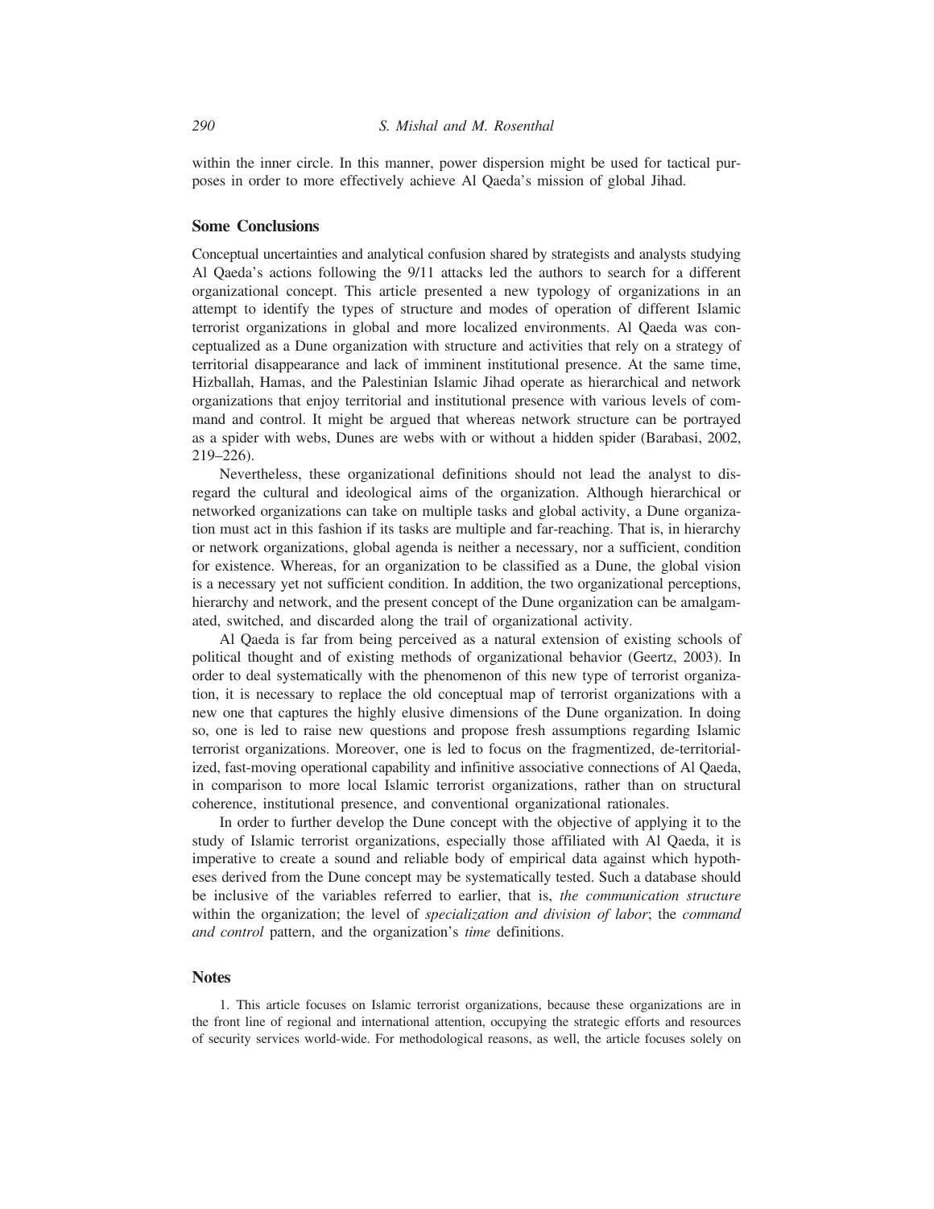within the inner circle. In this manner, power dispersion might be used for tactical purposes in order to more effectively achieve Al Qaeda's mission of global Jihad.

## Some Conclusions

Conceptual uncertainties and analytical confusion shared by strategists and analysts studying Al Qaeda's actions following the 9/11 attacks led the authors to search for a different organizational concept. This article presented a new typology of organizations in an attempt to identify the types of structure and modes of operation of different Islamic terrorist organizations in global and more localized environments. Al Qaeda was conceptualized as a Dune organization with structure and activities that rely on a strategy of territorial disappearance and lack of imminent institutional presence. At the same time, Hizballah, Hamas, and the Palestinian Islamic Jihad operate as hierarchical and network organizations that enjoy territorial and institutional presence with various levels of command and control. It might be argued that whereas network structure can be portrayed as a spider with webs, Dunes are webs with or without a hidden spider (Barabasi, 2002, 219–226).

Nevertheless, these organizational definitions should not lead the analyst to disregard the cultural and ideological aims of the organization. Although hierarchical or networked organizations can take on multiple tasks and global activity, a Dune organization must act in this fashion if its tasks are multiple and far-reaching. That is, in hierarchy or network organizations, global agenda is neither a necessary, nor a sufficient, condition for existence. Whereas, for an organization to be classified as a Dune, the global vision is a necessary yet not sufficient condition. In addition, the two organizational perceptions, hierarchy and network, and the present concept of the Dune organization can be amalgamated, switched, and discarded along the trail of organizational activity.

Al Qaeda is far from being perceived as a natural extension of existing schools of political thought and of existing methods of organizational behavior (Geertz, 2003). In order to deal systematically with the phenomenon of this new type of terrorist organization, it is necessary to replace the old conceptual map of terrorist organizations with a new one that captures the highly elusive dimensions of the Dune organization. In doing so, one is led to raise new questions and propose fresh assumptions regarding Islamic terrorist organizations. Moreover, one is led to focus on the fragmentized, de-territorialized, fast-moving operational capability and infinitive associative connections of Al Qaeda, in comparison to more local Islamic terrorist organizations, rather than on structural coherence, institutional presence, and conventional organizational rationales.

In order to further develop the Dune concept with the objective of applying it to the study of Islamic terrorist organizations, especially those affiliated with Al Qaeda, it is imperative to create a sound and reliable body of empirical data against which hypotheses derived from the Dune concept may be systematically tested. Such a database should be inclusive of the variables referred to earlier, that is, *the communication structure* within the organization; the level of *specialization and division of labor*; the *command and control* pattern, and the organization's *time* definitions.

## Notes

1. This article focuses on Islamic terrorist organizations, because these organizations are in the front line of regional and international attention, occupying the strategic efforts and resources of security services world-wide. For methodological reasons, as well, the article focuses solely on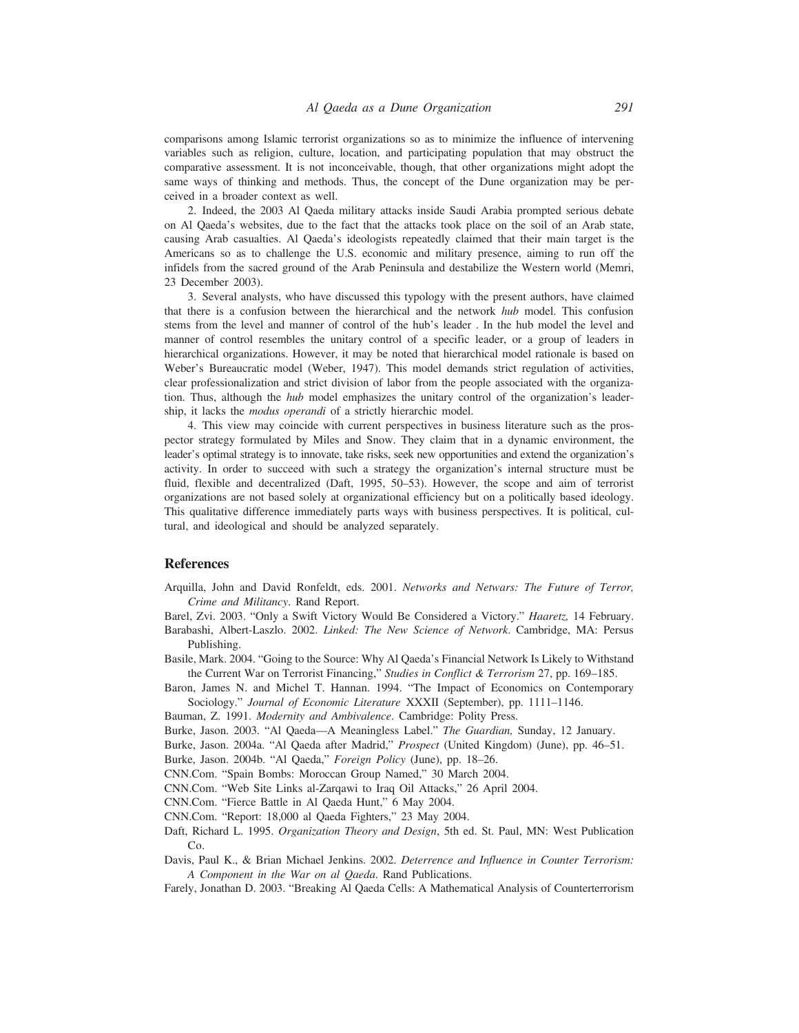comparisons among Islamic terrorist organizations so as to minimize the influence of intervening variables such as religion, culture, location, and participating population that may obstruct the comparative assessment. It is not inconceivable, though, that other organizations might adopt the same ways of thinking and methods. Thus, the concept of the Dune organization may be perceived in a broader context as well.

2. Indeed, the 2003 Al Qaeda military attacks inside Saudi Arabia prompted serious debate on Al Qaeda's websites, due to the fact that the attacks took place on the soil of an Arab state, causing Arab casualties. Al Qaeda's ideologists repeatedly claimed that their main target is the Americans so as to challenge the U.S. economic and military presence, aiming to run off the infidels from the sacred ground of the Arab Peninsula and destabilize the Western world (Memri, 23 December 2003).

3. Several analysts, who have discussed this typology with the present authors, have claimed that there is a confusion between the hierarchical and the network *hub* model. This confusion stems from the level and manner of control of the hub's leader . In the hub model the level and manner of control resembles the unitary control of a specific leader, or a group of leaders in hierarchical organizations. However, it may be noted that hierarchical model rationale is based on Weber's Bureaucratic model (Weber, 1947). This model demands strict regulation of activities, clear professionalization and strict division of labor from the people associated with the organization. Thus, although the *hub* model emphasizes the unitary control of the organization's leadership, it lacks the *modus operandi* of a strictly hierarchic model.

4. This view may coincide with current perspectives in business literature such as the prospector strategy formulated by Miles and Snow. They claim that in a dynamic environment, the leader's optimal strategy is to innovate, take risks, seek new opportunities and extend the organization's activity. In order to succeed with such a strategy the organization's internal structure must be fluid, flexible and decentralized (Daft, 1995, 50–53). However, the scope and aim of terrorist organizations are not based solely at organizational efficiency but on a politically based ideology. This qualitative difference immediately parts ways with business perspectives. It is political, cultural, and ideological and should be analyzed separately.

## References

Arquilla, John and David Ronfeldt, eds. 2001. *Networks and Netwars: The Future of Terror, Crime and Militancy*. Rand Report.

Barel, Zvi. 2003. "Only a Swift Victory Would Be Considered a Victory." *Haaretz,* 14 February.

Barabashi, Albert-Laszlo. 2002. *Linked: The New Science of Network*. Cambridge, MA: Persus Publishing.

Basile, Mark. 2004. "Going to the Source: Why Al Qaeda's Financial Network Is Likely to Withstand the Current War on Terrorist Financing," *Studies in Conflict & Terrorism* 27, pp. 169–185.

Baron, James N. and Michel T. Hannan. 1994. "The Impact of Economics on Contemporary Sociology." *Journal of Economic Literature* XXXII (September), pp. 1111–1146.

Bauman, Z. 1991. *Modernity and Ambivalence*. Cambridge: Polity Press.

Burke, Jason. 2003. "Al Qaeda—A Meaningless Label." *The Guardian,* Sunday, 12 January.

Burke, Jason. 2004a. "Al Qaeda after Madrid," *Prospect* (United Kingdom) (June), pp. 46–51.

Burke, Jason. 2004b. "Al Qaeda," *Foreign Policy* (June), pp. 18–26.

CNN.Com. "Spain Bombs: Moroccan Group Named," 30 March 2004.

CNN.Com. "Web Site Links al-Zarqawi to Iraq Oil Attacks," 26 April 2004.

CNN.Com. "Fierce Battle in Al Qaeda Hunt," 6 May 2004.

CNN.Com. "Report: 18,000 al Qaeda Fighters," 23 May 2004.

Daft, Richard L. 1995. *Organization Theory and Design*, 5th ed. St. Paul, MN: West Publication Co.

Davis, Paul K., & Brian Michael Jenkins. 2002. *Deterrence and Influence in Counter Terrorism: A Component in the War on al Qaeda*. Rand Publications.

Farely, Jonathan D. 2003. "Breaking Al Qaeda Cells: A Mathematical Analysis of Counterterrorism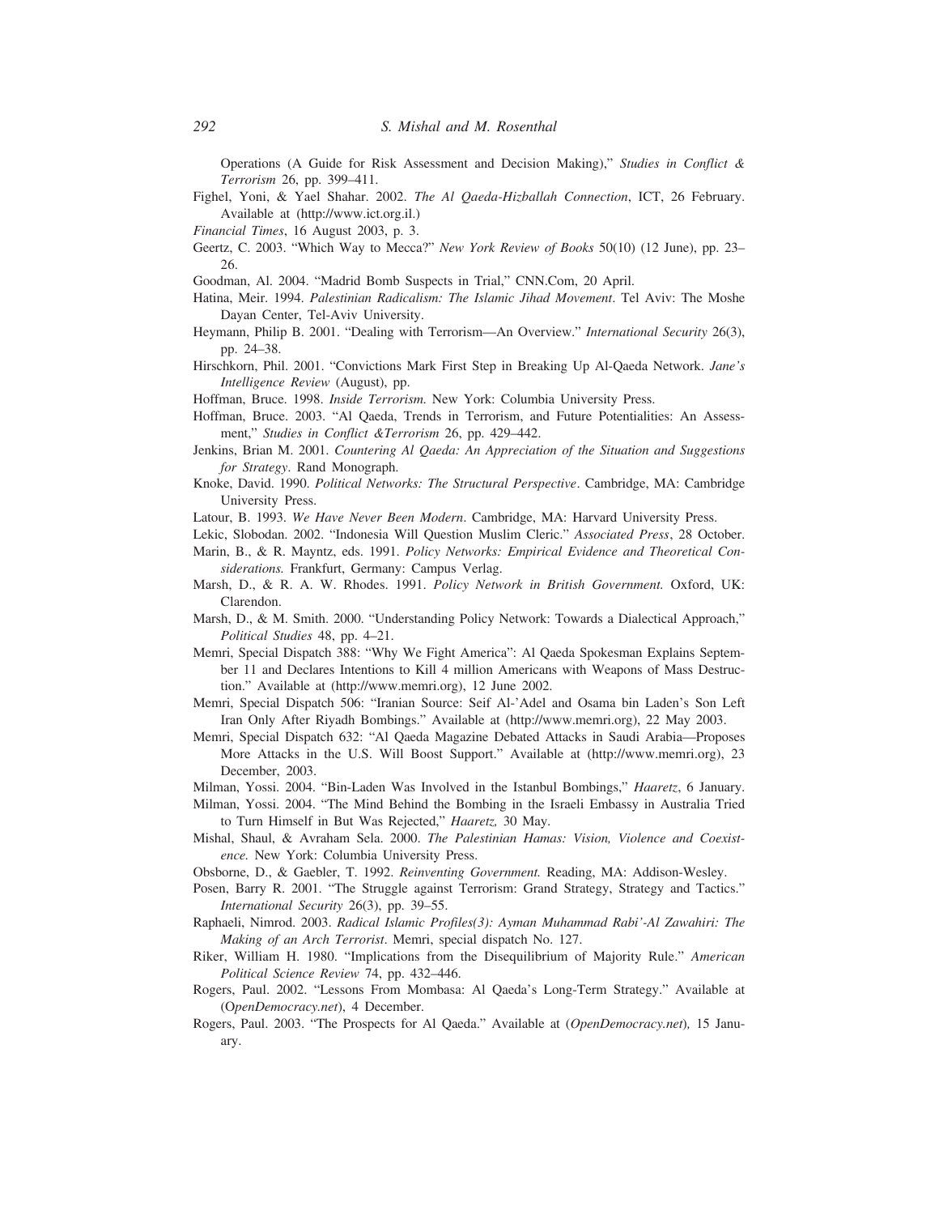Operations (A Guide for Risk Assessment and Decision Making)," *Studies in Conflict & Terrorism* 26, pp. 399–411.

Fighel, Yoni, & Yael Shahar. 2002. *The Al Qaeda-Hizballah Connection*, ICT, 26 February. Available at (http://www.ict.org.il.)

*Financial Times*, 16 August 2003, p. 3.

Geertz, C. 2003. "Which Way to Mecca?" *New York Review of Books* 50(10) (12 June), pp. 23–26.

Goodman, Al. 2004. "Madrid Bomb Suspects in Trial," CNN.Com, 20 April.

Hatina, Meir. 1994. *Palestinian Radicalism: The Islamic Jihad Movement*. Tel Aviv: The Moshe Dayan Center, Tel-Aviv University.

Heymann, Philip B. 2001. "Dealing with Terrorism—An Overview." *International Security* 26(3), pp. 24–38.

Hirschkorn, Phil. 2001. "Convictions Mark First Step in Breaking Up Al-Qaeda Network. *Jane's Intelligence Review* (August), pp.

Hoffman, Bruce. 1998. *Inside Terrorism.* New York: Columbia University Press.

Hoffman, Bruce. 2003. "Al Qaeda, Trends in Terrorism, and Future Potentialities: An Assessment," *Studies in Conflict &Terrorism* 26, pp. 429–442.

Jenkins, Brian M. 2001. *Countering Al Qaeda: An Appreciation of the Situation and Suggestions for Strategy*. Rand Monograph.

Knoke, David. 1990. *Political Networks: The Structural Perspective*. Cambridge, MA: Cambridge University Press.

Latour, B. 1993. *We Have Never Been Modern*. Cambridge, MA: Harvard University Press.

Lekic, Slobodan. 2002. "Indonesia Will Question Muslim Cleric." *Associated Press*, 28 October.

Marin, B., & R. Mayntz, eds. 1991. *Policy Networks: Empirical Evidence and Theoretical Considerations.* Frankfurt, Germany: Campus Verlag.

Marsh, D., & R. A. W. Rhodes. 1991. *Policy Network in British Government.* Oxford, UK: Clarendon.

Marsh, D., & M. Smith. 2000. "Understanding Policy Network: Towards a Dialectical Approach," *Political Studies* 48, pp. 4–21.

Memri, Special Dispatch 388: "Why We Fight America": Al Qaeda Spokesman Explains September 11 and Declares Intentions to Kill 4 million Americans with Weapons of Mass Destruction." Available at (http://www.memri.org), 12 June 2002.

Memri, Special Dispatch 506: "Iranian Source: Seif Al-'Adel and Osama bin Laden's Son Left Iran Only After Riyadh Bombings." Available at (http://www.memri.org), 22 May 2003.

Memri, Special Dispatch 632: "Al Qaeda Magazine Debated Attacks in Saudi Arabia—Proposes More Attacks in the U.S. Will Boost Support." Available at (http://www.memri.org), 23 December, 2003.

Milman, Yossi. 2004. "Bin-Laden Was Involved in the Istanbul Bombings," *Haaretz*, 6 January.

Milman, Yossi. 2004. "The Mind Behind the Bombing in the Israeli Embassy in Australia Tried to Turn Himself in But Was Rejected," *Haaretz,* 30 May.

Mishal, Shaul, & Avraham Sela. 2000. *The Palestinian Hamas: Vision, Violence and Coexistence.* New York: Columbia University Press.

Obsborne, D., & Gaebler, T. 1992. *Reinventing Government.* Reading, MA: Addison-Wesley.

Posen, Barry R. 2001. "The Struggle against Terrorism: Grand Strategy, Strategy and Tactics." *International Security* 26(3), pp. 39–55.

Raphaeli, Nimrod. 2003. *Radical Islamic Profiles(3): Ayman Muhammad Rabi'-Al Zawahiri: The Making of an Arch Terrorist*. Memri, special dispatch No. 127.

Riker, William H. 1980. "Implications from the Disequilibrium of Majority Rule." *American Political Science Review* 74, pp. 432–446.

Rogers, Paul. 2002. "Lessons From Mombasa: Al Qaeda's Long-Term Strategy." Available at (*OpenDemocracy.net*), 4 December.

Rogers, Paul. 2003. "The Prospects for Al Qaeda." Available at (*OpenDemocracy.net*), 15 January.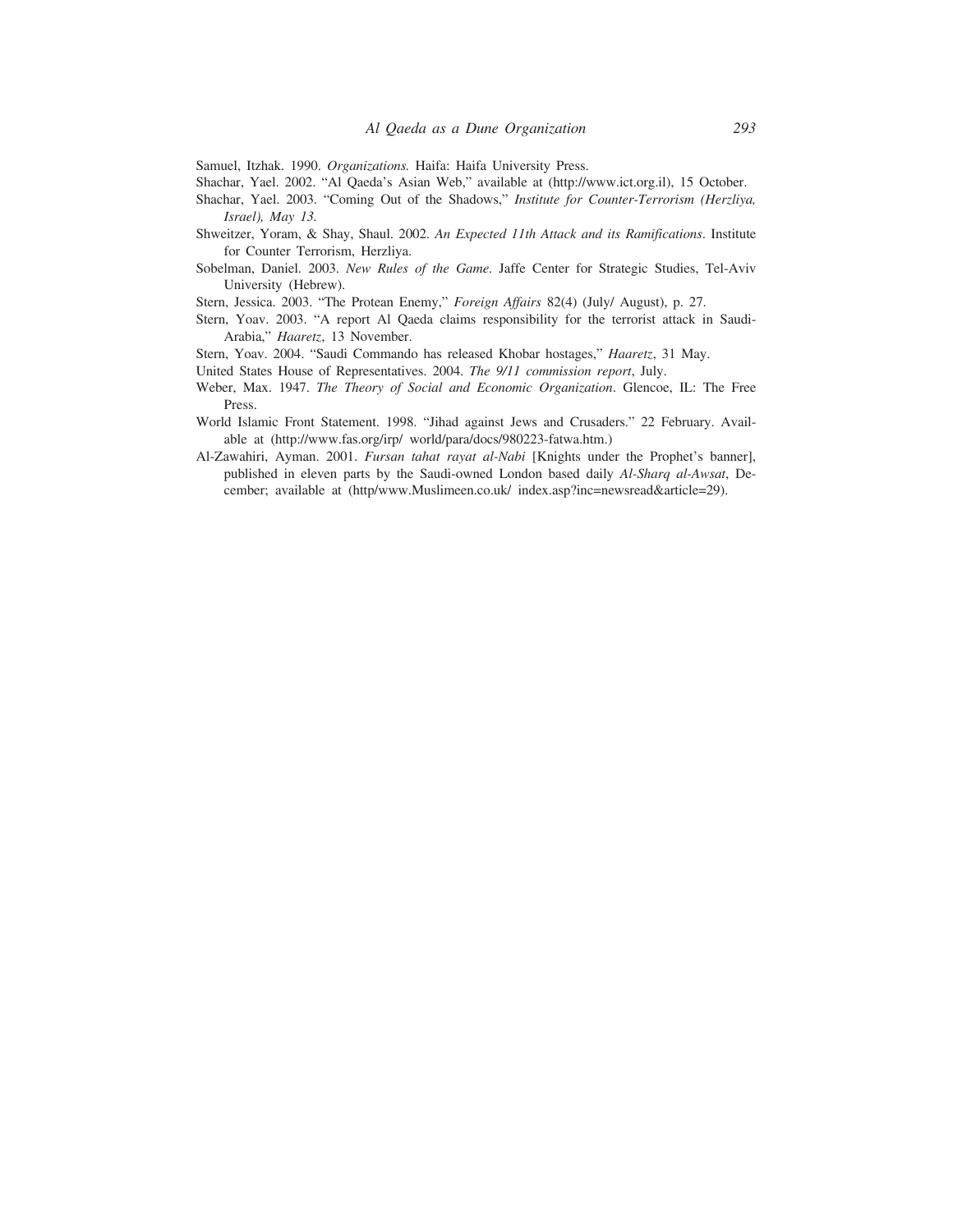Samuel, Itzhak. 1990. *Organizations.* Haifa: Haifa University Press.

Shachar, Yael. 2002. "Al Qaeda's Asian Web," available at (http://www.ict.org.il), 15 October.

Shachar, Yael. 2003. "Coming Out of the Shadows," *Institute for Counter-Terrorism (Herzliya, Israel), May 13.*

Shweitzer, Yoram, & Shay, Shaul. 2002. *An Expected 11th Attack and its Ramifications*. Institute for Counter Terrorism, Herzliya.

Sobelman, Daniel. 2003. *New Rules of the Game*. Jaffe Center for Strategic Studies, Tel-Aviv University (Hebrew).

Stern, Jessica. 2003. "The Protean Enemy," *Foreign Affairs* 82(4) (July/ August), p. 27.

Stern, Yoav. 2003. "A report Al Qaeda claims responsibility for the terrorist attack in Saudi-Arabia," *Haaretz*, 13 November.

Stern, Yoav. 2004. "Saudi Commando has released Khobar hostages," *Haaretz*, 31 May.

United States House of Representatives. 2004. *The 9/11 commission report*, July.

Weber, Max. 1947. *The Theory of Social and Economic Organization*. Glencoe, IL: The Free Press.

World Islamic Front Statement. 1998. "Jihad against Jews and Crusaders." 22 February. Available at (http://www.fas.org/irp/ world/para/docs/980223-fatwa.htm.)

Al-Zawahiri, Ayman. 2001. *Fursan tahat rayat al-Nabi* [Knights under the Prophet's banner], published in eleven parts by the Saudi-owned London based daily *Al-Sharq al-Awsat*, December; available at (http/www.Muslimeen.co.uk/ index.asp?inc=newsread&article=29).